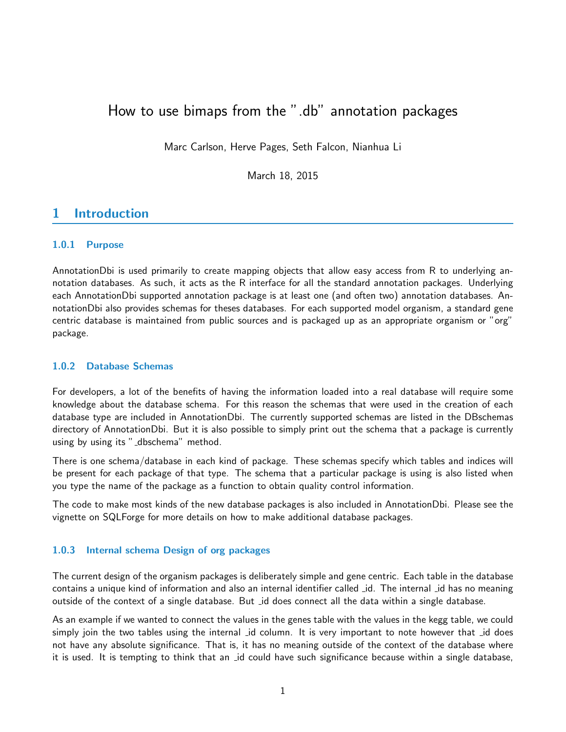# How to use bimaps from the ".db" annotation packages

Marc Carlson, Herve Pages, Seth Falcon, Nianhua Li

March 18, 2015

## 1 Introduction

#### 1.0.1 Purpose

AnnotationDbi is used primarily to create mapping objects that allow easy access from R to underlying annotation databases. As such, it acts as the R interface for all the standard annotation packages. Underlying each AnnotationDbi supported annotation package is at least one (and often two) annotation databases. AnnotationDbi also provides schemas for theses databases. For each supported model organism, a standard gene centric database is maintained from public sources and is packaged up as an appropriate organism or "org" package.

#### 1.0.2 Database Schemas

For developers, a lot of the benefits of having the information loaded into a real database will require some knowledge about the database schema. For this reason the schemas that were used in the creation of each database type are included in AnnotationDbi. The currently supported schemas are listed in the DBschemas directory of AnnotationDbi. But it is also possible to simply print out the schema that a package is currently using by using its "_dbschema" method.

There is one schema/database in each kind of package. These schemas specify which tables and indices will be present for each package of that type. The schema that a particular package is using is also listed when you type the name of the package as a function to obtain quality control information.

The code to make most kinds of the new database packages is also included in AnnotationDbi. Please see the vignette on SQLForge for more details on how to make additional database packages.

#### 1.0.3 Internal schema Design of org packages

The current design of the organism packages is deliberately simple and gene centric. Each table in the database contains a unique kind of information and also an internal identifier called _id. The internal _id has no meaning outside of the context of a single database. But _id does connect all the data within a single database.

As an example if we wanted to connect the values in the genes table with the values in the kegg table, we could simply join the two tables using the internal _id column. It is very important to note however that _id does not have any absolute significance. That is, it has no meaning outside of the context of the database where it is used. It is tempting to think that an _id could have such significance because within a single database,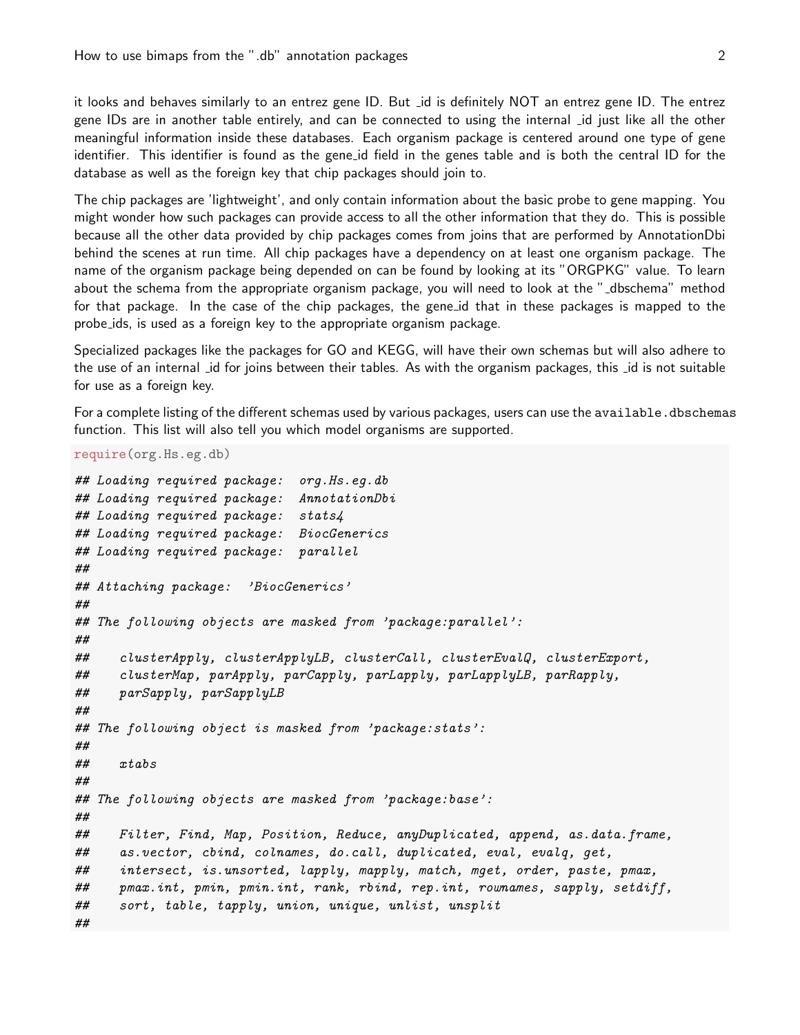it looks and behaves similarly to an entrez gene ID. But _id is definitely NOT an entrez gene ID. The entrez gene IDs are in another table entirely, and can be connected to using the internal _id just like all the other meaningful information inside these databases. Each organism package is centered around one type of gene identifier. This identifier is found as the gene_id field in the genes table and is both the central ID for the database as well as the foreign key that chip packages should join to.

The chip packages are 'lightweight', and only contain information about the basic probe to gene mapping. You might wonder how such packages can provide access to all the other information that they do. This is possible because all the other data provided by chip packages comes from joins that are performed by AnnotationDbi behind the scenes at run time. All chip packages have a dependency on at least one organism package. The name of the organism package being depended on can be found by looking at its "ORGPKG" value. To learn about the schema from the appropriate organism package, you will need to look at the "_dbschema" method for that package. In the case of the chip packages, the gene_id that in these packages is mapped to the probe_ids, is used as a foreign key to the appropriate organism package.

Specialized packages like the packages for GO and KEGG, will have their own schemas but will also adhere to the use of an internal _id for joins between their tables. As with the organism packages, this _id is not suitable for use as a foreign key.

For a complete listing of the different schemas used by various packages, users can use the `available.dbschemas` function. This list will also tell you which model organisms are supported.

```
require(org.Hs.eg.db)

## Loading required package:  org.Hs.eg.db
## Loading required package:  AnnotationDbi
## Loading required package:  stats4
## Loading required package:  BiocGenerics
## Loading required package:  parallel
##
## Attaching package:  'BiocGenerics'
##
## The following objects are masked from 'package:parallel':
##
##     clusterApply, clusterApplyLB, clusterCall, clusterEvalQ, clusterExport,
##     clusterMap, parApply, parCapply, parLapply, parLapplyLB, parRapply,
##     parSapply, parSapplyLB
##
## The following object is masked from 'package:stats':
##
##     xtabs
##
## The following objects are masked from 'package:base':
##
##     Filter, Find, Map, Position, Reduce, anyDuplicated, append, as.data.frame,
##     as.vector, cbind, colnames, do.call, duplicated, eval, evalq, get,
##     intersect, is.unsorted, lapply, mapply, match, mget, order, paste, pmax,
##     pmax.int, pmin, pmin.int, rank, rbind, rep.int, rownames, sapply, setdiff,
##     sort, table, tapply, union, unique, unlist, unsplit
##
```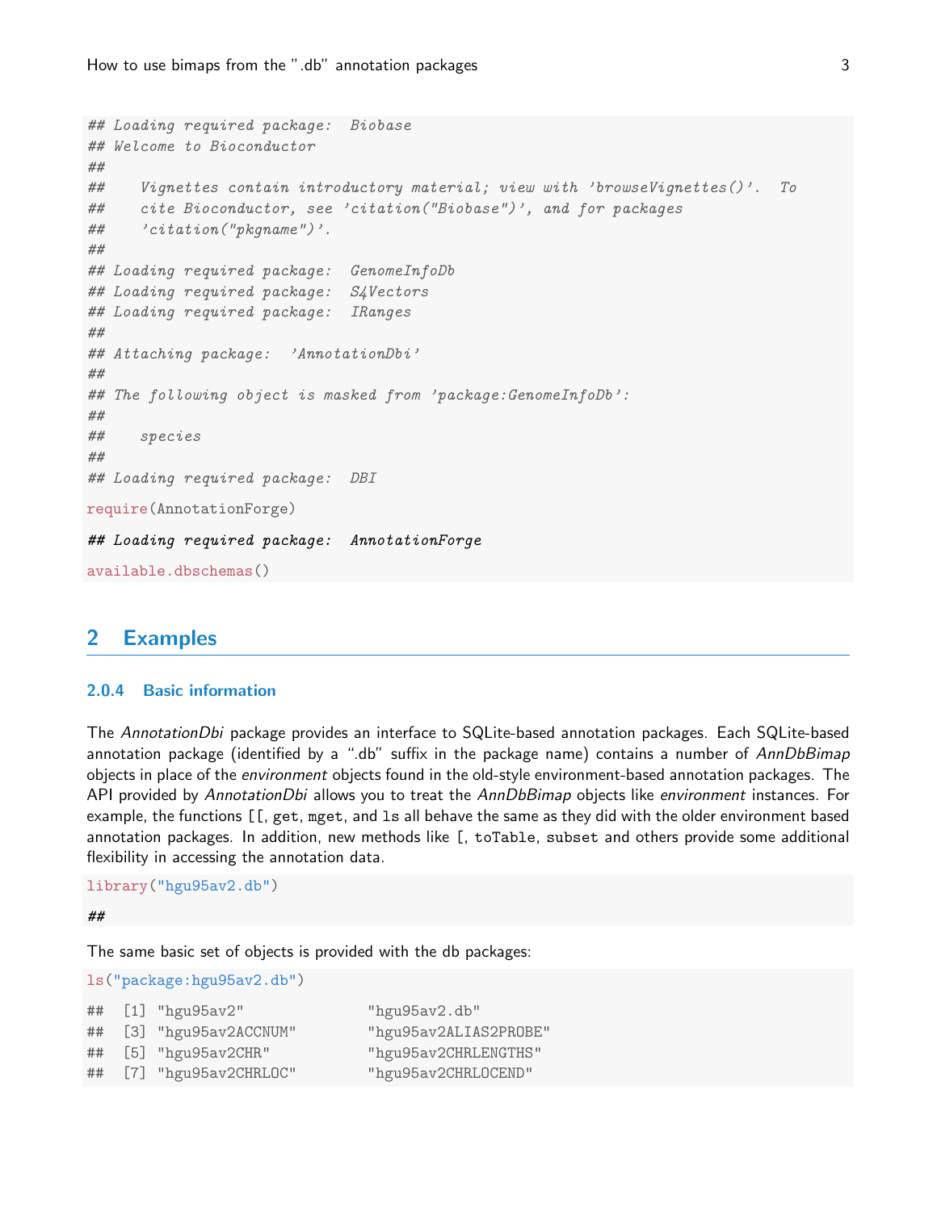```
## Loading required package:  Biobase
## Welcome to Bioconductor
##
##     Vignettes contain introductory material; view with 'browseVignettes()'.  To
##     cite Bioconductor, see 'citation("Biobase")', and for packages
##     'citation("pkgname")'.
##
## Loading required package:  GenomeInfoDb
## Loading required package:  S4Vectors
## Loading required package:  IRanges
##
## Attaching package:  'AnnotationDbi'
##
## The following object is masked from 'package:GenomeInfoDb':
##
##     species
##
## Loading required package:  DBI

require(AnnotationForge)

## Loading required package:  AnnotationForge

available.dbschemas()
```

## 2 Examples

### 2.0.4 Basic information

The *AnnotationDbi* package provides an interface to SQLite-based annotation packages. Each SQLite-based annotation package (identified by a ".db" suffix in the package name) contains a number of *AnnDbBimap* objects in place of the *environment* objects found in the old-style environment-based annotation packages. The API provided by *AnnotationDbi* allows you to treat the *AnnDbBimap* objects like *environment* instances. For example, the functions `[[`, `get`, `mget`, and `ls` all behave the same as they did with the older environment based annotation packages. In addition, new methods like `[`, `toTable`, `subset` and others provide some additional flexibility in accessing the annotation data.

```
library("hgu95av2.db")

##
```

The same basic set of objects is provided with the db packages:

```
ls("package:hgu95av2.db")

##  [1] "hgu95av2"              "hgu95av2.db"
##  [3] "hgu95av2ACCNUM"        "hgu95av2ALIAS2PROBE"
##  [5] "hgu95av2CHR"           "hgu95av2CHRLENGTHS"
##  [7] "hgu95av2CHRLOC"        "hgu95av2CHRLOCEND"
```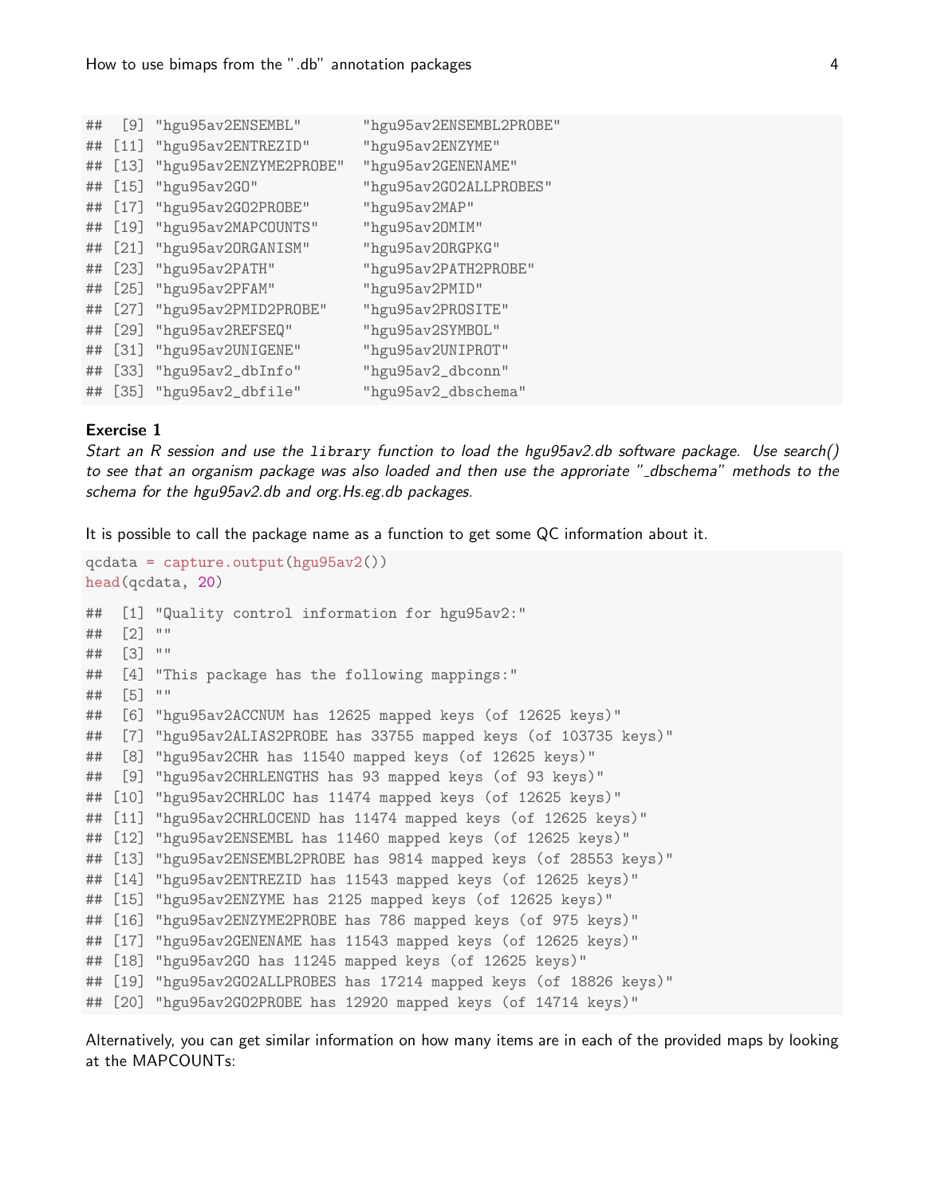```
##  [9] "hgu95av2ENSEMBL"       "hgu95av2ENSEMBL2PROBE"
## [11] "hgu95av2ENTREZID"      "hgu95av2ENZYME"
## [13] "hgu95av2ENZYME2PROBE"  "hgu95av2GENENAME"
## [15] "hgu95av2GO"            "hgu95av2GO2ALLPROBES"
## [17] "hgu95av2GO2PROBE"      "hgu95av2MAP"
## [19] "hgu95av2MAPCOUNTS"     "hgu95av2OMIM"
## [21] "hgu95av2ORGANISM"      "hgu95av2ORGPKG"
## [23] "hgu95av2PATH"          "hgu95av2PATH2PROBE"
## [25] "hgu95av2PFAM"          "hgu95av2PMID"
## [27] "hgu95av2PMID2PROBE"    "hgu95av2PROSITE"
## [29] "hgu95av2REFSEQ"        "hgu95av2SYMBOL"
## [31] "hgu95av2UNIGENE"       "hgu95av2UNIPROT"
## [33] "hgu95av2_dbInfo"       "hgu95av2_dbconn"
## [35] "hgu95av2_dbfile"       "hgu95av2_dbschema"
```

**Exercise 1**

*Start an R session and use the* `library` *function to load the hgu95av2.db software package. Use search() to see that an organism package was also loaded and then use the approriate "_dbschema" methods to the schema for the hgu95av2.db and org.Hs.eg.db packages.*

It is possible to call the package name as a function to get some QC information about it.

```
qcdata = capture.output(hgu95av2())
head(qcdata, 20)
```

```
##  [1] "Quality control information for hgu95av2:"
##  [2] ""
##  [3] ""
##  [4] "This package has the following mappings:"
##  [5] ""
##  [6] "hgu95av2ACCNUM has 12625 mapped keys (of 12625 keys)"
##  [7] "hgu95av2ALIAS2PROBE has 33755 mapped keys (of 103735 keys)"
##  [8] "hgu95av2CHR has 11540 mapped keys (of 12625 keys)"
##  [9] "hgu95av2CHRLENGTHS has 93 mapped keys (of 93 keys)"
## [10] "hgu95av2CHRLOC has 11474 mapped keys (of 12625 keys)"
## [11] "hgu95av2CHRLOCEND has 11474 mapped keys (of 12625 keys)"
## [12] "hgu95av2ENSEMBL has 11460 mapped keys (of 12625 keys)"
## [13] "hgu95av2ENSEMBL2PROBE has 9814 mapped keys (of 28553 keys)"
## [14] "hgu95av2ENTREZID has 11543 mapped keys (of 12625 keys)"
## [15] "hgu95av2ENZYME has 2125 mapped keys (of 12625 keys)"
## [16] "hgu95av2ENZYME2PROBE has 786 mapped keys (of 975 keys)"
## [17] "hgu95av2GENENAME has 11543 mapped keys (of 12625 keys)"
## [18] "hgu95av2GO has 11245 mapped keys (of 12625 keys)"
## [19] "hgu95av2GO2ALLPROBES has 17214 mapped keys (of 18826 keys)"
## [20] "hgu95av2GO2PROBE has 12920 mapped keys (of 14714 keys)"
```

Alternatively, you can get similar information on how many items are in each of the provided maps by looking at the MAPCOUNTs: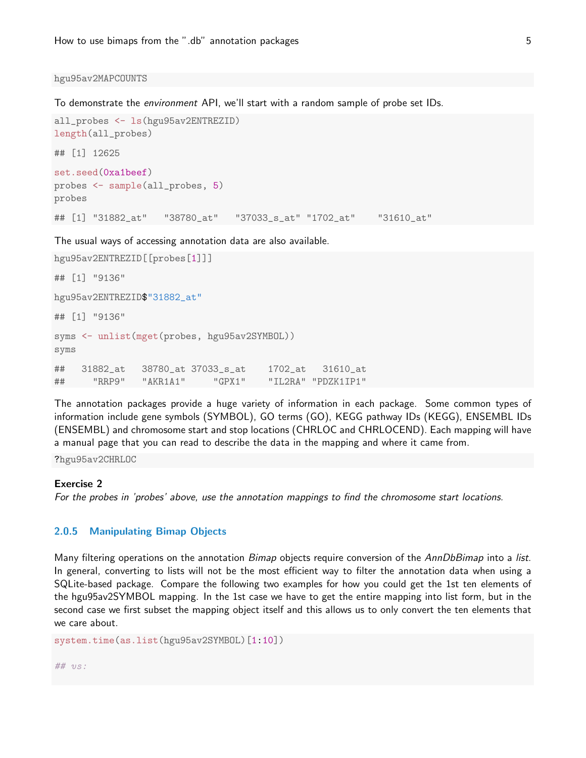```
hgu95av2MAPCOUNTS
```

To demonstrate the *environment* API, we'll start with a random sample of probe set IDs.

```
all_probes <- ls(hgu95av2ENTREZID)
length(all_probes)

## [1] 12625

set.seed(0xa1beef)
probes <- sample(all_probes, 5)
probes

## [1] "31882_at"   "38780_at"   "37033_s_at" "1702_at"    "31610_at"
```

The usual ways of accessing annotation data are also available.

```
hgu95av2ENTREZID[[probes[1]]]

## [1] "9136"

hgu95av2ENTREZID$"31882_at"

## [1] "9136"

syms <- unlist(mget(probes, hgu95av2SYMBOL))
syms

##   31882_at   38780_at 37033_s_at    1702_at   31610_at
##     "RRP9"   "AKR1A1"     "GPX1"    "IL2RA" "PDZK1IP1"
```

The annotation packages provide a huge variety of information in each package. Some common types of information include gene symbols (SYMBOL), GO terms (GO), KEGG pathway IDs (KEGG), ENSEMBL IDs (ENSEMBL) and chromosome start and stop locations (CHRLOC and CHRLOCEND). Each mapping will have a manual page that you can read to describe the data in the mapping and where it came from.

```
?hgu95av2CHRLOC
```

**Exercise 2**
*For the probes in 'probes' above, use the annotation mappings to find the chromosome start locations.*

### 2.0.5 Manipulating Bimap Objects

Many filtering operations on the annotation *Bimap* objects require conversion of the *AnnDbBimap* into a *list*. In general, converting to lists will not be the most efficient way to filter the annotation data when using a SQLite-based package. Compare the following two examples for how you could get the 1st ten elements of the hgu95av2SYMBOL mapping. In the 1st case we have to get the entire mapping into list form, but in the second case we first subset the mapping object itself and this allows us to only convert the ten elements that we care about.

```
system.time(as.list(hgu95av2SYMBOL)[1:10])

## vs:
```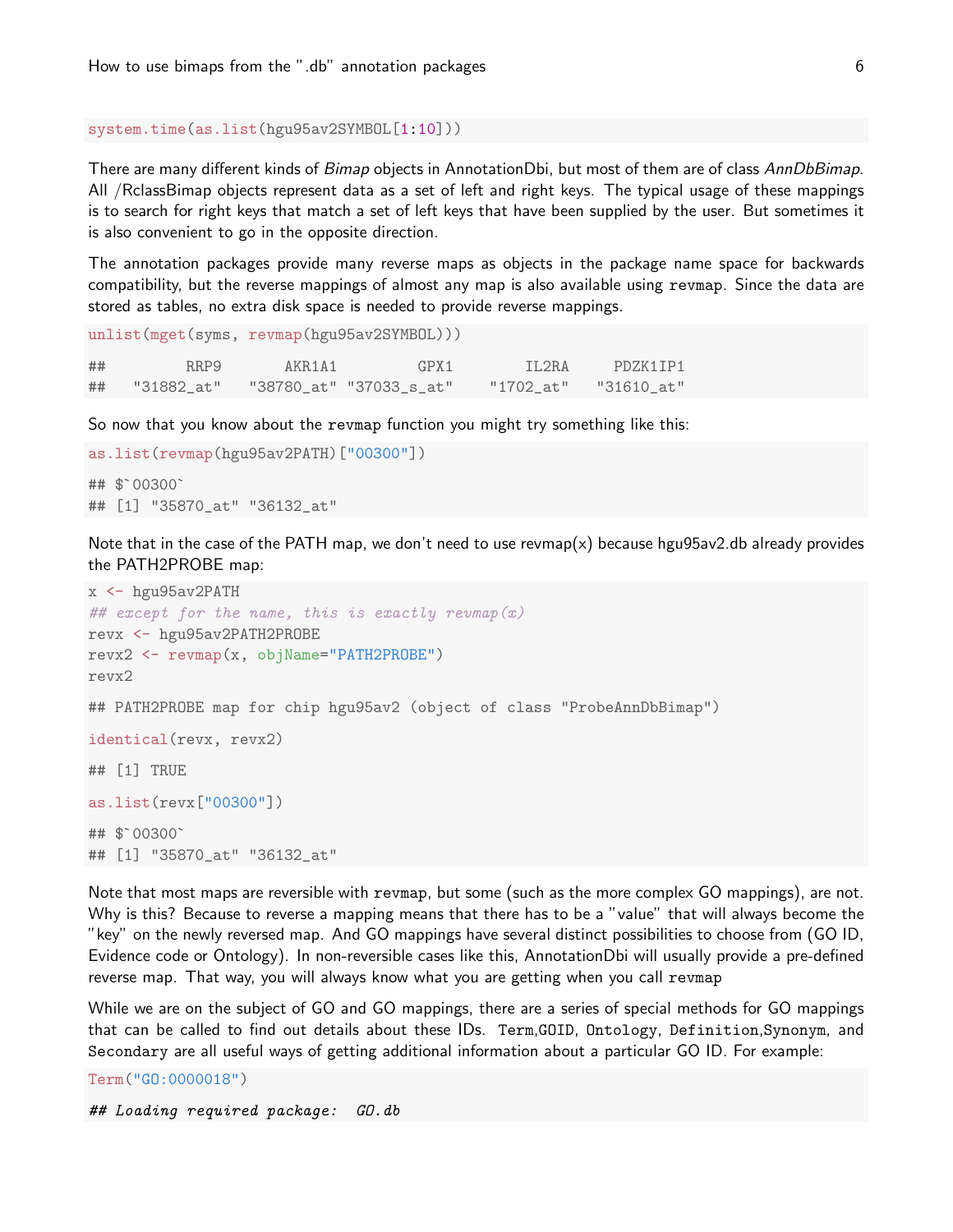```
system.time(as.list(hgu95av2SYMBOL[1:10]))
```

There are many different kinds of *Bimap* objects in AnnotationDbi, but most of them are of class *AnnDbBimap*. All /RclassBimap objects represent data as a set of left and right keys. The typical usage of these mappings is to search for right keys that match a set of left keys that have been supplied by the user. But sometimes it is also convenient to go in the opposite direction.

The annotation packages provide many reverse maps as objects in the package name space for backwards compatibility, but the reverse mappings of almost any map is also available using `revmap`. Since the data are stored as tables, no extra disk space is needed to provide reverse mappings.

```
unlist(mget(syms, revmap(hgu95av2SYMBOL)))

##         RRP9       AKR1A1        GPX1       IL2RA     PDZK1IP1
##    "31882_at"   "38780_at" "37033_s_at"   "1702_at"   "31610_at"
```

So now that you know about the `revmap` function you might try something like this:

```
as.list(revmap(hgu95av2PATH)["00300"])

## $`00300`
## [1] "35870_at" "36132_at"
```

Note that in the case of the PATH map, we don't need to use revmap(x) because hgu95av2.db already provides the PATH2PROBE map:

```
x <- hgu95av2PATH
## except for the name, this is exactly revmap(x)
revx <- hgu95av2PATH2PROBE
revx2 <- revmap(x, objName="PATH2PROBE")
revx2

## PATH2PROBE map for chip hgu95av2 (object of class "ProbeAnnDbBimap")

identical(revx, revx2)

## [1] TRUE

as.list(revx["00300"])

## $`00300`
## [1] "35870_at" "36132_at"
```

Note that most maps are reversible with `revmap`, but some (such as the more complex GO mappings), are not. Why is this? Because to reverse a mapping means that there has to be a "value" that will always become the "key" on the newly reversed map. And GO mappings have several distinct possibilities to choose from (GO ID, Evidence code or Ontology). In non-reversible cases like this, AnnotationDbi will usually provide a pre-defined reverse map. That way, you will always know what you are getting when you call `revmap`

While we are on the subject of GO and GO mappings, there are a series of special methods for GO mappings that can be called to find out details about these IDs. `Term`,`GOID`, `Ontology`, `Definition`,`Synonym`, and `Secondary` are all useful ways of getting additional information about a particular GO ID. For example:

```
Term("GO:0000018")

## Loading required package:  GO.db
```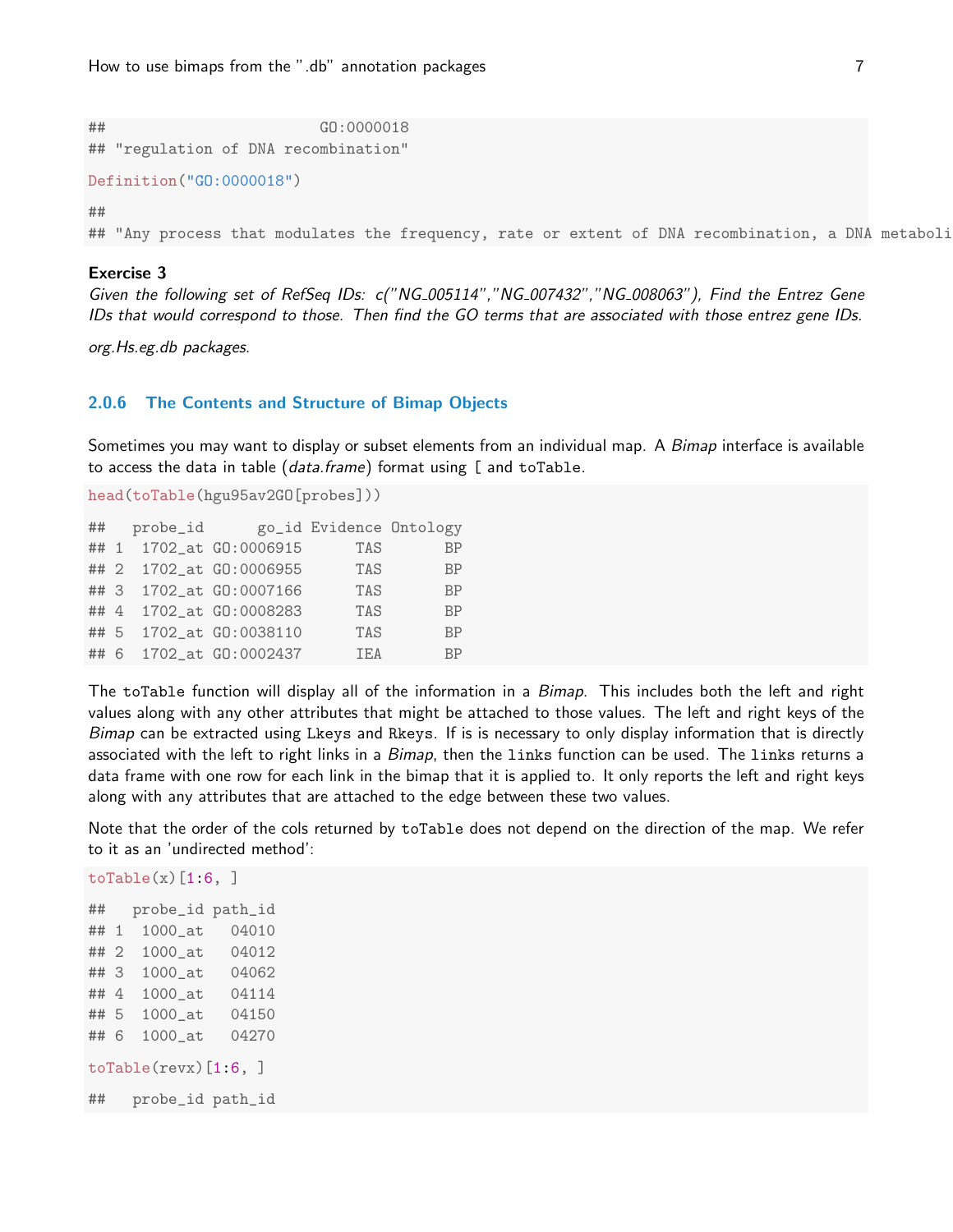```
##                       GO:0000018
## "regulation of DNA recombination"
```

```
Definition("GO:0000018")
```

```
##
## "Any process that modulates the frequency, rate or extent of DNA recombination, a DNA metaboli
```

**Exercise 3**
*Given the following set of RefSeq IDs: c("NG_005114","NG_007432","NG_008063"), Find the Entrez Gene IDs that would correspond to those. Then find the GO terms that are associated with those entrez gene IDs.*

*org.Hs.eg.db packages.*

### 2.0.6 The Contents and Structure of Bimap Objects

Sometimes you may want to display or subset elements from an individual map. A *Bimap* interface is available to access the data in table (*data.frame*) format using [ and toTable.

```
head(toTable(hgu95av2GO[probes]))
```

```
##   probe_id      go_id Evidence Ontology
## 1  1702_at GO:0006915      TAS       BP
## 2  1702_at GO:0006955      TAS       BP
## 3  1702_at GO:0007166      TAS       BP
## 4  1702_at GO:0008283      TAS       BP
## 5  1702_at GO:0038110      TAS       BP
## 6  1702_at GO:0002437      IEA       BP
```

The toTable function will display all of the information in a *Bimap*. This includes both the left and right values along with any other attributes that might be attached to those values. The left and right keys of the *Bimap* can be extracted using Lkeys and Rkeys. If is is necessary to only display information that is directly associated with the left to right links in a *Bimap*, then the links function can be used. The links returns a data frame with one row for each link in the bimap that it is applied to. It only reports the left and right keys along with any attributes that are attached to the edge between these two values.

Note that the order of the cols returned by toTable does not depend on the direction of the map. We refer to it as an 'undirected method':

```
toTable(x)[1:6, ]
```

```
##   probe_id path_id
## 1  1000_at   04010
## 2  1000_at   04012
## 3  1000_at   04062
## 4  1000_at   04114
## 5  1000_at   04150
## 6  1000_at   04270
```

```
toTable(revx)[1:6, ]
```

```
##   probe_id path_id
```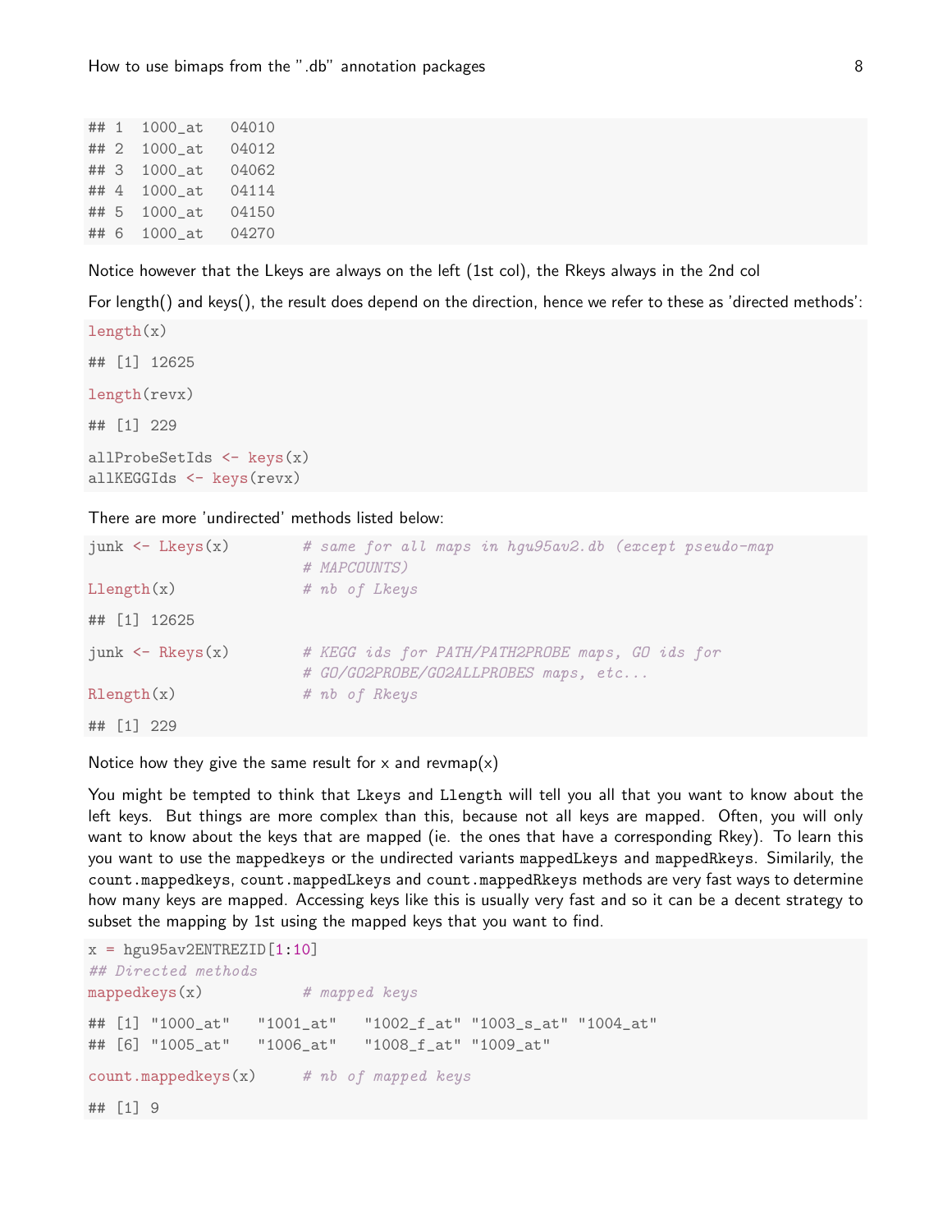```
## 1  1000_at   04010
## 2  1000_at   04012
## 3  1000_at   04062
## 4  1000_at   04114
## 5  1000_at   04150
## 6  1000_at   04270
```

Notice however that the Lkeys are always on the left (1st col), the Rkeys always in the 2nd col

For length() and keys(), the result does depend on the direction, hence we refer to these as 'directed methods':

```
length(x)

## [1] 12625

length(revx)

## [1] 229

allProbeSetIds <- keys(x)
allKEGGIds <- keys(revx)
```

There are more 'undirected' methods listed below:

```
junk <- Lkeys(x)          # same for all maps in hgu95av2.db (except pseudo-map
                          # MAPCOUNTS)
Llength(x)                # nb of Lkeys

## [1] 12625

junk <- Rkeys(x)          # KEGG ids for PATH/PATH2PROBE maps, GO ids for
                          # GO/GO2PROBE/GO2ALLPROBES maps, etc...
Rlength(x)                # nb of Rkeys

## [1] 229
```

Notice how they give the same result for x and revmap(x)

You might be tempted to think that Lkeys and Llength will tell you all that you want to know about the left keys. But things are more complex than this, because not all keys are mapped. Often, you will only want to know about the keys that are mapped (ie. the ones that have a corresponding Rkey). To learn this you want to use the mappedkeys or the undirected variants mappedLkeys and mappedRkeys. Similarily, the count.mappedkeys, count.mappedLkeys and count.mappedRkeys methods are very fast ways to determine how many keys are mapped. Accessing keys like this is usually very fast and so it can be a decent strategy to subset the mapping by 1st using the mapped keys that you want to find.

```
x = hgu95av2ENTREZID[1:10]
## Directed methods
mappedkeys(x)            # mapped keys

## [1] "1000_at"   "1001_at"   "1002_f_at" "1003_s_at" "1004_at"
## [6] "1005_at"   "1006_at"   "1008_f_at" "1009_at"

count.mappedkeys(x)      # nb of mapped keys

## [1] 9
```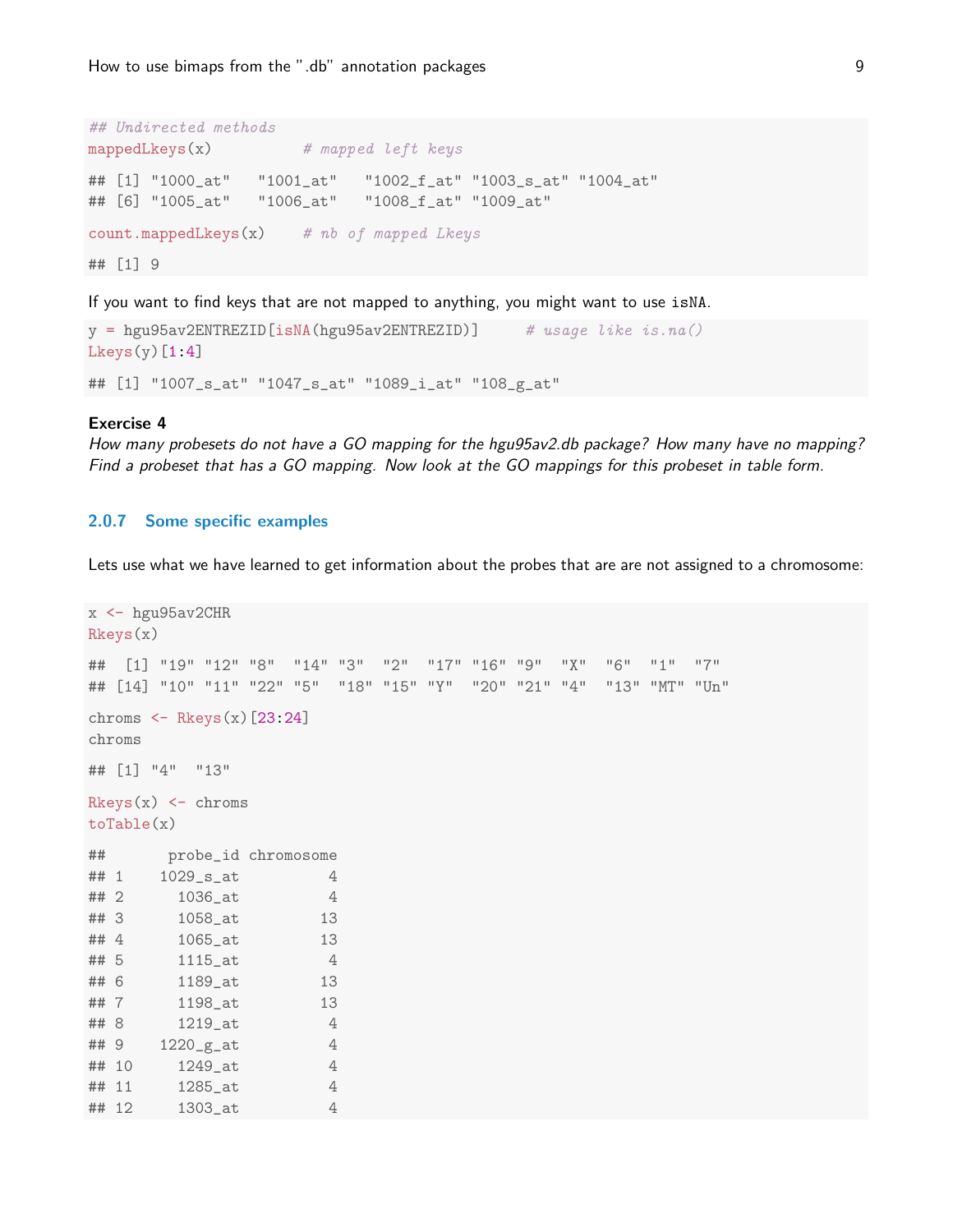```
## Undirected methods
mappedLkeys(x)          # mapped left keys

## [1] "1000_at"   "1001_at"   "1002_f_at" "1003_s_at" "1004_at"
## [6] "1005_at"   "1006_at"   "1008_f_at" "1009_at"

count.mappedLkeys(x)    # nb of mapped Lkeys

## [1] 9
```

If you want to find keys that are not mapped to anything, you might want to use `isNA`.

```
y = hgu95av2ENTREZID[isNA(hgu95av2ENTREZID)]     # usage like is.na()
Lkeys(y)[1:4]

## [1] "1007_s_at" "1047_s_at" "1089_i_at" "108_g_at"
```

**Exercise 4**
*How many probesets do not have a GO mapping for the hgu95av2.db package? How many have no mapping? Find a probeset that has a GO mapping. Now look at the GO mappings for this probeset in table form.*

### 2.0.7 Some specific examples

Lets use what we have learned to get information about the probes that are are not assigned to a chromosome:

```
x <- hgu95av2CHR
Rkeys(x)

##  [1] "19" "12" "8"  "14" "3"  "2"  "17" "16" "9"  "X"  "6"  "1"  "7"
## [14] "10" "11" "22" "5"  "18" "15" "Y"  "20" "21" "4"  "13" "MT" "Un"

chroms <- Rkeys(x)[23:24]
chroms

## [1] "4"  "13"

Rkeys(x) <- chroms
toTable(x)

##       probe_id chromosome
## 1    1029_s_at          4
## 2      1036_at          4
## 3      1058_at         13
## 4      1065_at         13
## 5      1115_at          4
## 6      1189_at         13
## 7      1198_at         13
## 8      1219_at          4
## 9    1220_g_at          4
## 10     1249_at          4
## 11     1285_at          4
## 12     1303_at          4
```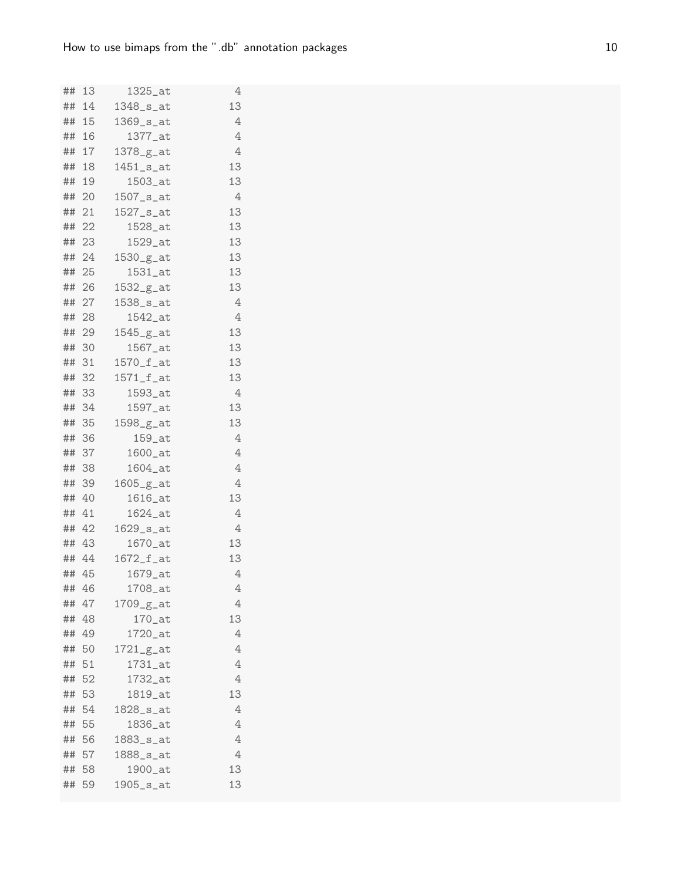```
## 13    1325_at        4
## 14  1348_s_at       13
## 15  1369_s_at        4
## 16    1377_at        4
## 17  1378_g_at        4
## 18  1451_s_at       13
## 19    1503_at       13
## 20  1507_s_at        4
## 21  1527_s_at       13
## 22    1528_at       13
## 23    1529_at       13
## 24  1530_g_at       13
## 25    1531_at       13
## 26  1532_g_at       13
## 27  1538_s_at        4
## 28    1542_at        4
## 29  1545_g_at       13
## 30    1567_at       13
## 31  1570_f_at       13
## 32  1571_f_at       13
## 33    1593_at        4
## 34    1597_at       13
## 35  1598_g_at       13
## 36     159_at        4
## 37    1600_at        4
## 38    1604_at        4
## 39  1605_g_at        4
## 40    1616_at       13
## 41    1624_at        4
## 42  1629_s_at        4
## 43    1670_at       13
## 44  1672_f_at       13
## 45    1679_at        4
## 46    1708_at        4
## 47  1709_g_at        4
## 48     170_at       13
## 49    1720_at        4
## 50  1721_g_at        4
## 51    1731_at        4
## 52    1732_at        4
## 53    1819_at       13
## 54  1828_s_at        4
## 55    1836_at        4
## 56  1883_s_at        4
## 57  1888_s_at        4
## 58    1900_at       13
## 59  1905_s_at       13
```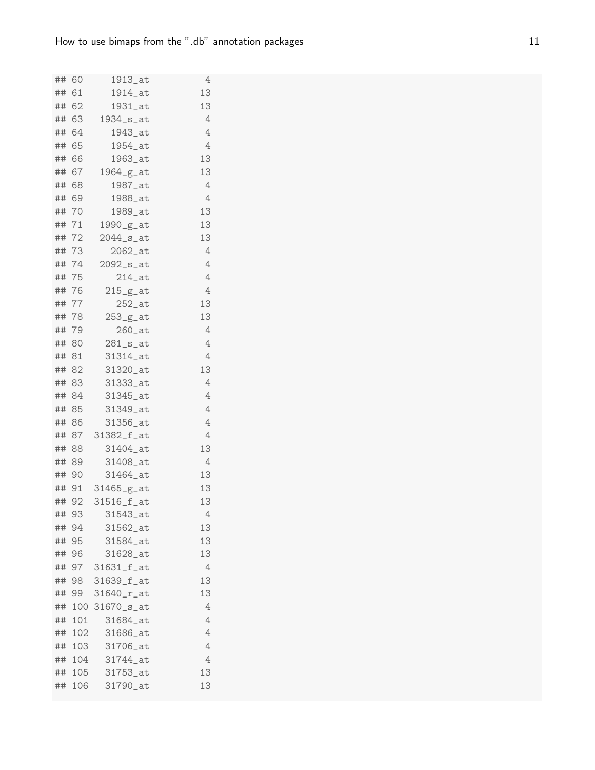```
## 60      1913_at           4
## 61      1914_at          13
## 62      1931_at          13
## 63    1934_s_at           4
## 64      1943_at           4
## 65      1954_at           4
## 66      1963_at          13
## 67    1964_g_at          13
## 68      1987_at           4
## 69      1988_at           4
## 70      1989_at          13
## 71    1990_g_at          13
## 72    2044_s_at          13
## 73      2062_at           4
## 74    2092_s_at           4
## 75       214_at           4
## 76     215_g_at           4
## 77       252_at          13
## 78     253_g_at          13
## 79       260_at           4
## 80     281_s_at           4
## 81     31314_at           4
## 82     31320_at          13
## 83     31333_at           4
## 84     31345_at           4
## 85     31349_at           4
## 86     31356_at           4
## 87   31382_f_at           4
## 88     31404_at          13
## 89     31408_at           4
## 90     31464_at          13
## 91   31465_g_at          13
## 92   31516_f_at          13
## 93     31543_at           4
## 94     31562_at          13
## 95     31584_at          13
## 96     31628_at          13
## 97   31631_f_at           4
## 98   31639_f_at          13
## 99   31640_r_at          13
## 100  31670_s_at           4
## 101    31684_at           4
## 102    31686_at           4
## 103    31706_at           4
## 104    31744_at           4
## 105    31753_at          13
## 106    31790_at          13
```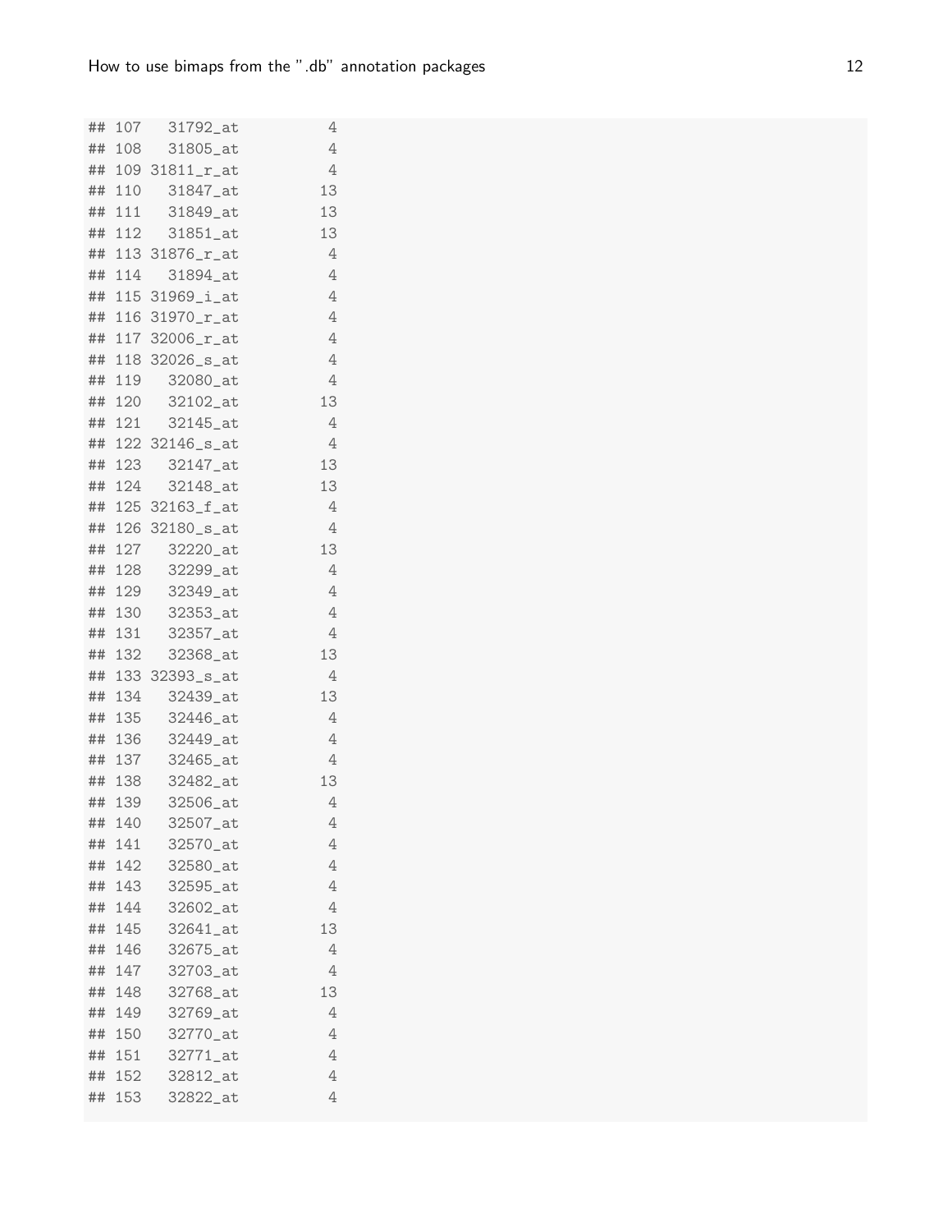```
## 107   31792_at           4
## 108   31805_at           4
## 109 31811_r_at           4
## 110   31847_at          13
## 111   31849_at          13
## 112   31851_at          13
## 113 31876_r_at           4
## 114   31894_at           4
## 115 31969_i_at           4
## 116 31970_r_at           4
## 117 32006_r_at           4
## 118 32026_s_at           4
## 119   32080_at           4
## 120   32102_at          13
## 121   32145_at           4
## 122 32146_s_at           4
## 123   32147_at          13
## 124   32148_at          13
## 125 32163_f_at           4
## 126 32180_s_at           4
## 127   32220_at          13
## 128   32299_at           4
## 129   32349_at           4
## 130   32353_at           4
## 131   32357_at           4
## 132   32368_at          13
## 133 32393_s_at           4
## 134   32439_at          13
## 135   32446_at           4
## 136   32449_at           4
## 137   32465_at           4
## 138   32482_at          13
## 139   32506_at           4
## 140   32507_at           4
## 141   32570_at           4
## 142   32580_at           4
## 143   32595_at           4
## 144   32602_at           4
## 145   32641_at          13
## 146   32675_at           4
## 147   32703_at           4
## 148   32768_at          13
## 149   32769_at           4
## 150   32770_at           4
## 151   32771_at           4
## 152   32812_at           4
## 153   32822_at           4
```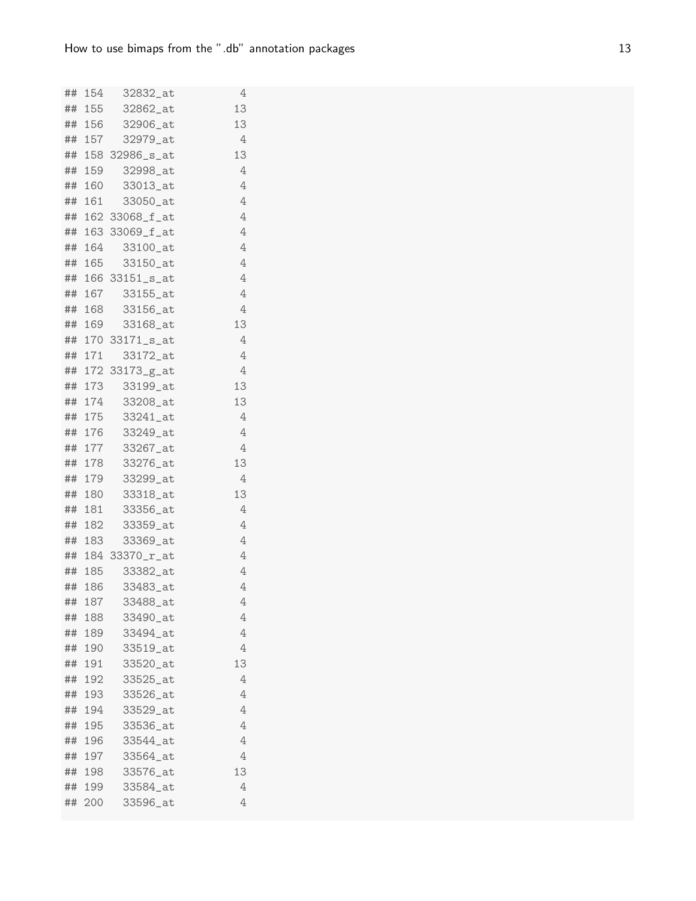```
## 154   32832_at          4
## 155   32862_at         13
## 156   32906_at         13
## 157   32979_at          4
## 158 32986_s_at         13
## 159   32998_at          4
## 160   33013_at          4
## 161   33050_at          4
## 162 33068_f_at          4
## 163 33069_f_at          4
## 164   33100_at          4
## 165   33150_at          4
## 166 33151_s_at          4
## 167   33155_at          4
## 168   33156_at          4
## 169   33168_at         13
## 170 33171_s_at          4
## 171   33172_at          4
## 172 33173_g_at          4
## 173   33199_at         13
## 174   33208_at         13
## 175   33241_at          4
## 176   33249_at          4
## 177   33267_at          4
## 178   33276_at         13
## 179   33299_at          4
## 180   33318_at         13
## 181   33356_at          4
## 182   33359_at          4
## 183   33369_at          4
## 184 33370_r_at          4
## 185   33382_at          4
## 186   33483_at          4
## 187   33488_at          4
## 188   33490_at          4
## 189   33494_at          4
## 190   33519_at          4
## 191   33520_at         13
## 192   33525_at          4
## 193   33526_at          4
## 194   33529_at          4
## 195   33536_at          4
## 196   33544_at          4
## 197   33564_at          4
## 198   33576_at         13
## 199   33584_at          4
## 200   33596_at          4
```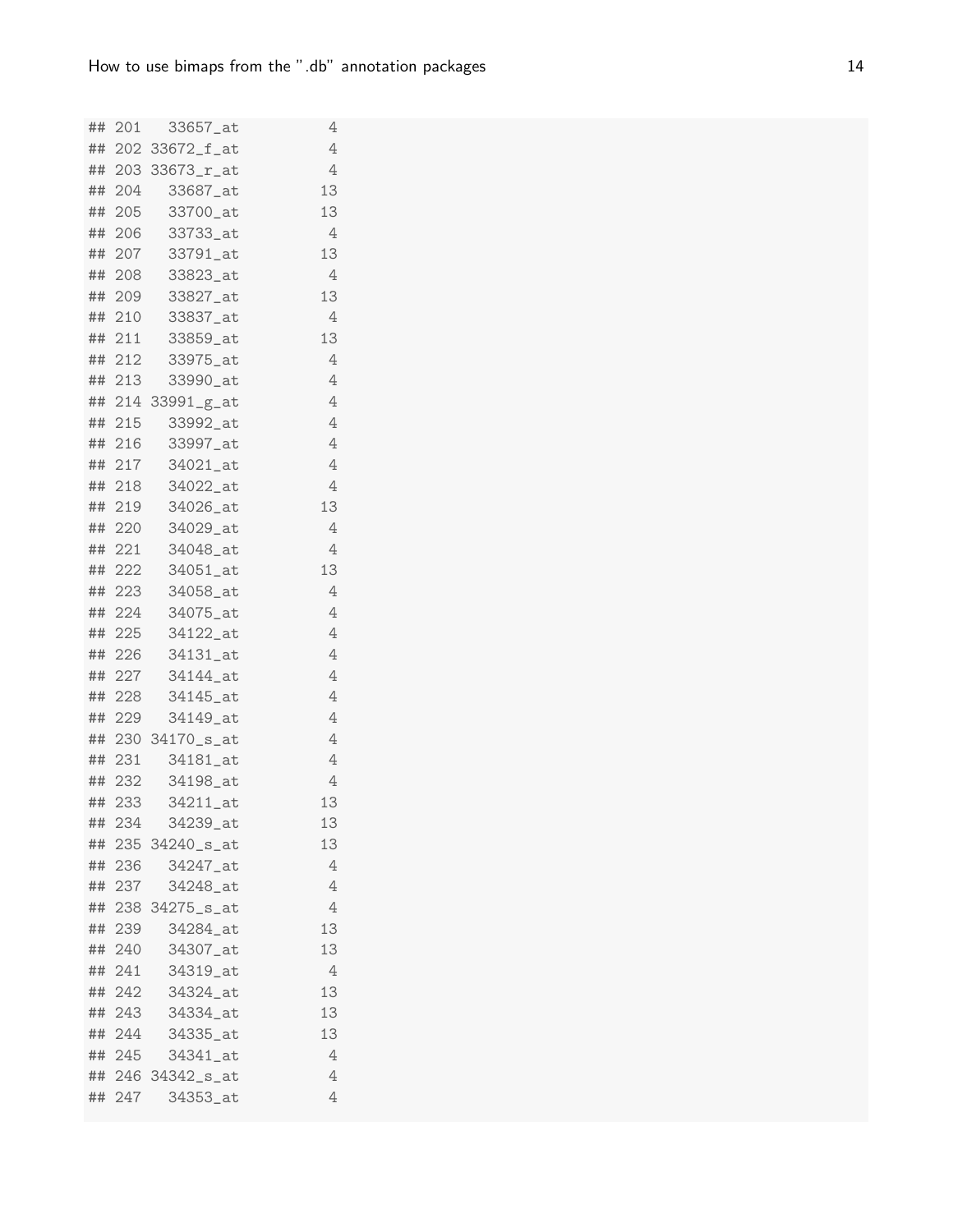```
## 201   33657_at          4
## 202 33672_f_at          4
## 203 33673_r_at          4
## 204   33687_at         13
## 205   33700_at         13
## 206   33733_at          4
## 207   33791_at         13
## 208   33823_at          4
## 209   33827_at         13
## 210   33837_at          4
## 211   33859_at         13
## 212   33975_at          4
## 213   33990_at          4
## 214 33991_g_at          4
## 215   33992_at          4
## 216   33997_at          4
## 217   34021_at          4
## 218   34022_at          4
## 219   34026_at         13
## 220   34029_at          4
## 221   34048_at          4
## 222   34051_at         13
## 223   34058_at          4
## 224   34075_at          4
## 225   34122_at          4
## 226   34131_at          4
## 227   34144_at          4
## 228   34145_at          4
## 229   34149_at          4
## 230 34170_s_at          4
## 231   34181_at          4
## 232   34198_at          4
## 233   34211_at         13
## 234   34239_at         13
## 235 34240_s_at         13
## 236   34247_at          4
## 237   34248_at          4
## 238 34275_s_at          4
## 239   34284_at         13
## 240   34307_at         13
## 241   34319_at          4
## 242   34324_at         13
## 243   34334_at         13
## 244   34335_at         13
## 245   34341_at          4
## 246 34342_s_at          4
## 247   34353_at          4
```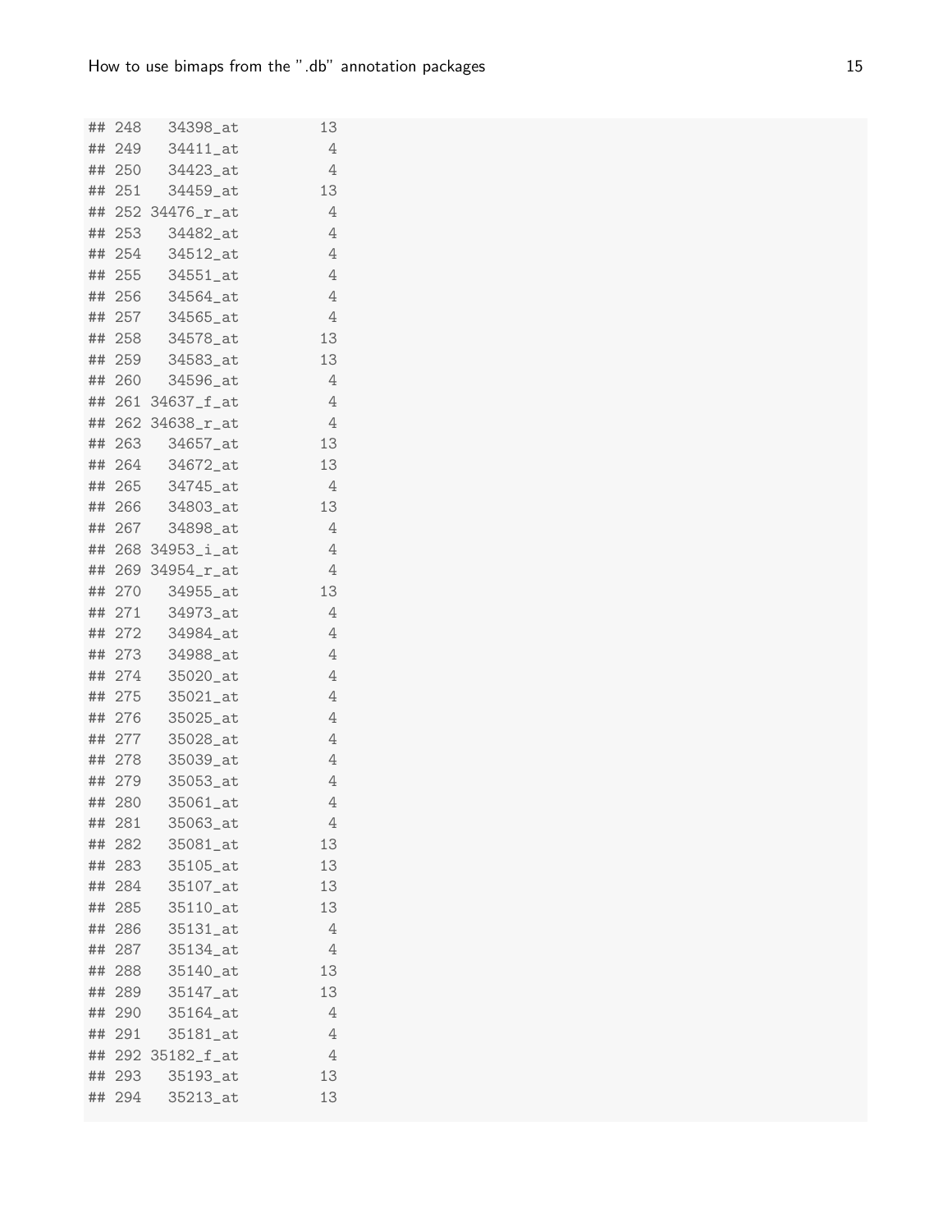```
## 248   34398_at         13
## 249   34411_at          4
## 250   34423_at          4
## 251   34459_at         13
## 252 34476_r_at          4
## 253   34482_at          4
## 254   34512_at          4
## 255   34551_at          4
## 256   34564_at          4
## 257   34565_at          4
## 258   34578_at         13
## 259   34583_at         13
## 260   34596_at          4
## 261 34637_f_at          4
## 262 34638_r_at          4
## 263   34657_at         13
## 264   34672_at         13
## 265   34745_at          4
## 266   34803_at         13
## 267   34898_at          4
## 268 34953_i_at          4
## 269 34954_r_at          4
## 270   34955_at         13
## 271   34973_at          4
## 272   34984_at          4
## 273   34988_at          4
## 274   35020_at          4
## 275   35021_at          4
## 276   35025_at          4
## 277   35028_at          4
## 278   35039_at          4
## 279   35053_at          4
## 280   35061_at          4
## 281   35063_at          4
## 282   35081_at         13
## 283   35105_at         13
## 284   35107_at         13
## 285   35110_at         13
## 286   35131_at          4
## 287   35134_at          4
## 288   35140_at         13
## 289   35147_at         13
## 290   35164_at          4
## 291   35181_at          4
## 292 35182_f_at          4
## 293   35193_at         13
## 294   35213_at         13
```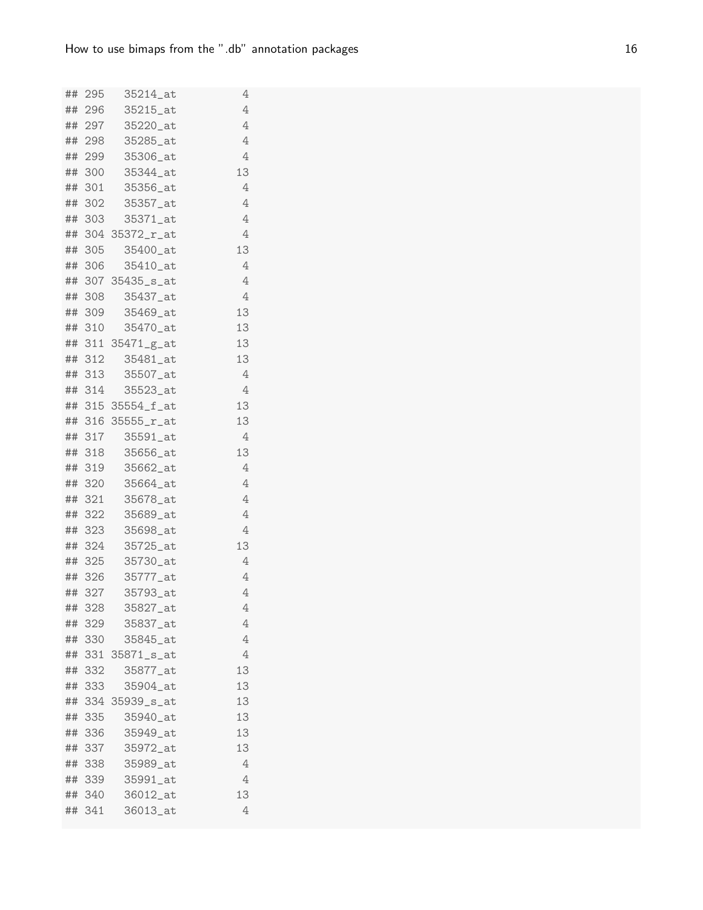```
## 295   35214_at          4
## 296   35215_at          4
## 297   35220_at          4
## 298   35285_at          4
## 299   35306_at          4
## 300   35344_at         13
## 301   35356_at          4
## 302   35357_at          4
## 303   35371_at          4
## 304 35372_r_at          4
## 305   35400_at         13
## 306   35410_at          4
## 307 35435_s_at          4
## 308   35437_at          4
## 309   35469_at         13
## 310   35470_at         13
## 311 35471_g_at         13
## 312   35481_at         13
## 313   35507_at          4
## 314   35523_at          4
## 315 35554_f_at         13
## 316 35555_r_at         13
## 317   35591_at          4
## 318   35656_at         13
## 319   35662_at          4
## 320   35664_at          4
## 321   35678_at          4
## 322   35689_at          4
## 323   35698_at          4
## 324   35725_at         13
## 325   35730_at          4
## 326   35777_at          4
## 327   35793_at          4
## 328   35827_at          4
## 329   35837_at          4
## 330   35845_at          4
## 331 35871_s_at          4
## 332   35877_at         13
## 333   35904_at         13
## 334 35939_s_at         13
## 335   35940_at         13
## 336   35949_at         13
## 337   35972_at         13
## 338   35989_at          4
## 339   35991_at          4
## 340   36012_at         13
## 341   36013_at          4
```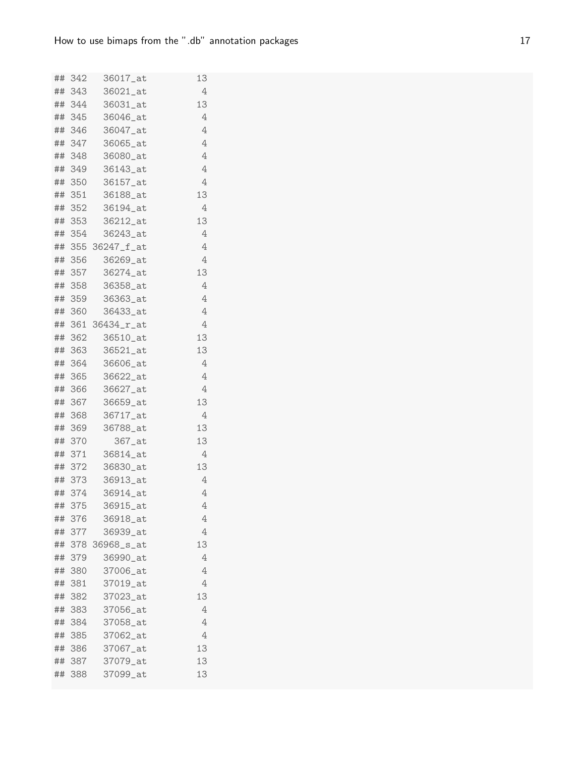```
## 342   36017_at        13
## 343   36021_at         4
## 344   36031_at        13
## 345   36046_at         4
## 346   36047_at         4
## 347   36065_at         4
## 348   36080_at         4
## 349   36143_at         4
## 350   36157_at         4
## 351   36188_at        13
## 352   36194_at         4
## 353   36212_at        13
## 354   36243_at         4
## 355 36247_f_at         4
## 356   36269_at         4
## 357   36274_at        13
## 358   36358_at         4
## 359   36363_at         4
## 360   36433_at         4
## 361 36434_r_at         4
## 362   36510_at        13
## 363   36521_at        13
## 364   36606_at         4
## 365   36622_at         4
## 366   36627_at         4
## 367   36659_at        13
## 368   36717_at         4
## 369   36788_at        13
## 370     367_at        13
## 371   36814_at         4
## 372   36830_at        13
## 373   36913_at         4
## 374   36914_at         4
## 375   36915_at         4
## 376   36918_at         4
## 377   36939_at         4
## 378 36968_s_at        13
## 379   36990_at         4
## 380   37006_at         4
## 381   37019_at         4
## 382   37023_at        13
## 383   37056_at         4
## 384   37058_at         4
## 385   37062_at         4
## 386   37067_at        13
## 387   37079_at        13
## 388   37099_at        13
```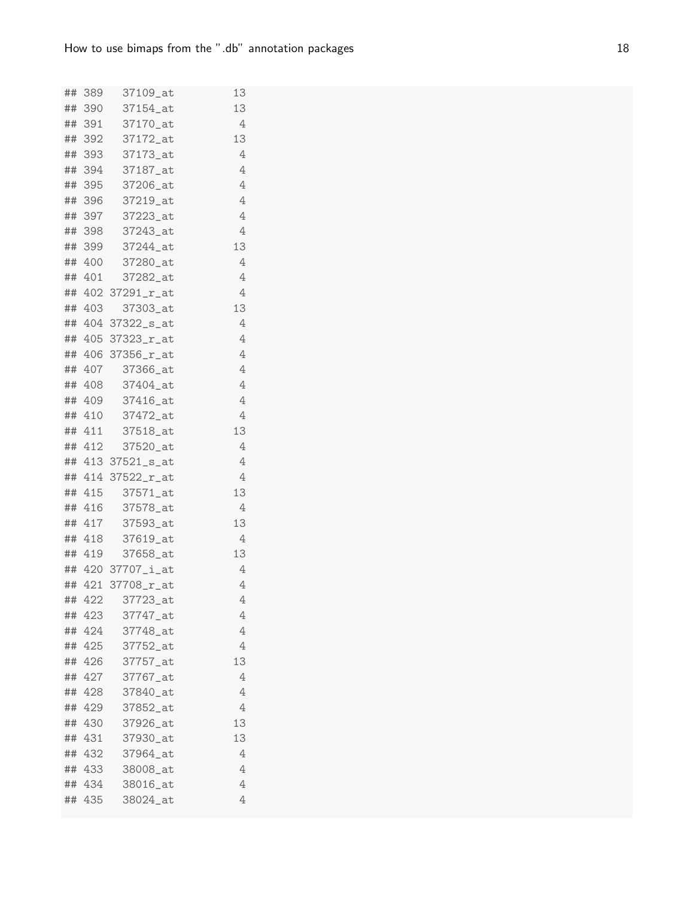```
## 389   37109_at         13
## 390   37154_at         13
## 391   37170_at          4
## 392   37172_at         13
## 393   37173_at          4
## 394   37187_at          4
## 395   37206_at          4
## 396   37219_at          4
## 397   37223_at          4
## 398   37243_at          4
## 399   37244_at         13
## 400   37280_at          4
## 401   37282_at          4
## 402 37291_r_at          4
## 403   37303_at         13
## 404 37322_s_at          4
## 405 37323_r_at          4
## 406 37356_r_at          4
## 407   37366_at          4
## 408   37404_at          4
## 409   37416_at          4
## 410   37472_at          4
## 411   37518_at         13
## 412   37520_at          4
## 413 37521_s_at          4
## 414 37522_r_at          4
## 415   37571_at         13
## 416   37578_at          4
## 417   37593_at         13
## 418   37619_at          4
## 419   37658_at         13
## 420 37707_i_at          4
## 421 37708_r_at          4
## 422   37723_at          4
## 423   37747_at          4
## 424   37748_at          4
## 425   37752_at          4
## 426   37757_at         13
## 427   37767_at          4
## 428   37840_at          4
## 429   37852_at          4
## 430   37926_at         13
## 431   37930_at         13
## 432   37964_at          4
## 433   38008_at          4
## 434   38016_at          4
## 435   38024_at          4
```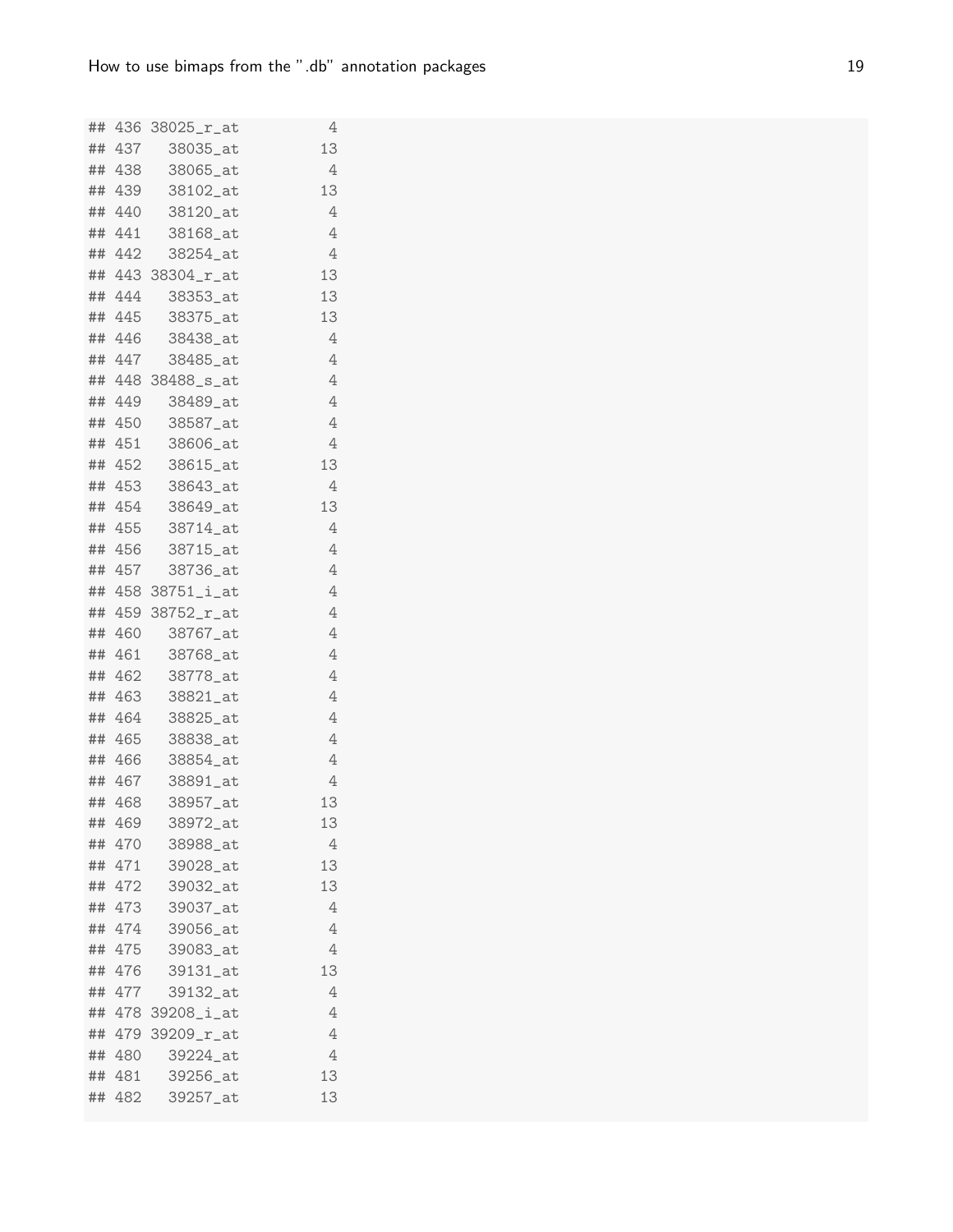```
## 436 38025_r_at           4
## 437   38035_at          13
## 438   38065_at           4
## 439   38102_at          13
## 440   38120_at           4
## 441   38168_at           4
## 442   38254_at           4
## 443 38304_r_at          13
## 444   38353_at          13
## 445   38375_at          13
## 446   38438_at           4
## 447   38485_at           4
## 448 38488_s_at           4
## 449   38489_at           4
## 450   38587_at           4
## 451   38606_at           4
## 452   38615_at          13
## 453   38643_at           4
## 454   38649_at          13
## 455   38714_at           4
## 456   38715_at           4
## 457   38736_at           4
## 458 38751_i_at           4
## 459 38752_r_at           4
## 460   38767_at           4
## 461   38768_at           4
## 462   38778_at           4
## 463   38821_at           4
## 464   38825_at           4
## 465   38838_at           4
## 466   38854_at           4
## 467   38891_at           4
## 468   38957_at          13
## 469   38972_at          13
## 470   38988_at           4
## 471   39028_at          13
## 472   39032_at          13
## 473   39037_at           4
## 474   39056_at           4
## 475   39083_at           4
## 476   39131_at          13
## 477   39132_at           4
## 478 39208_i_at           4
## 479 39209_r_at           4
## 480   39224_at           4
## 481   39256_at          13
## 482   39257_at          13
```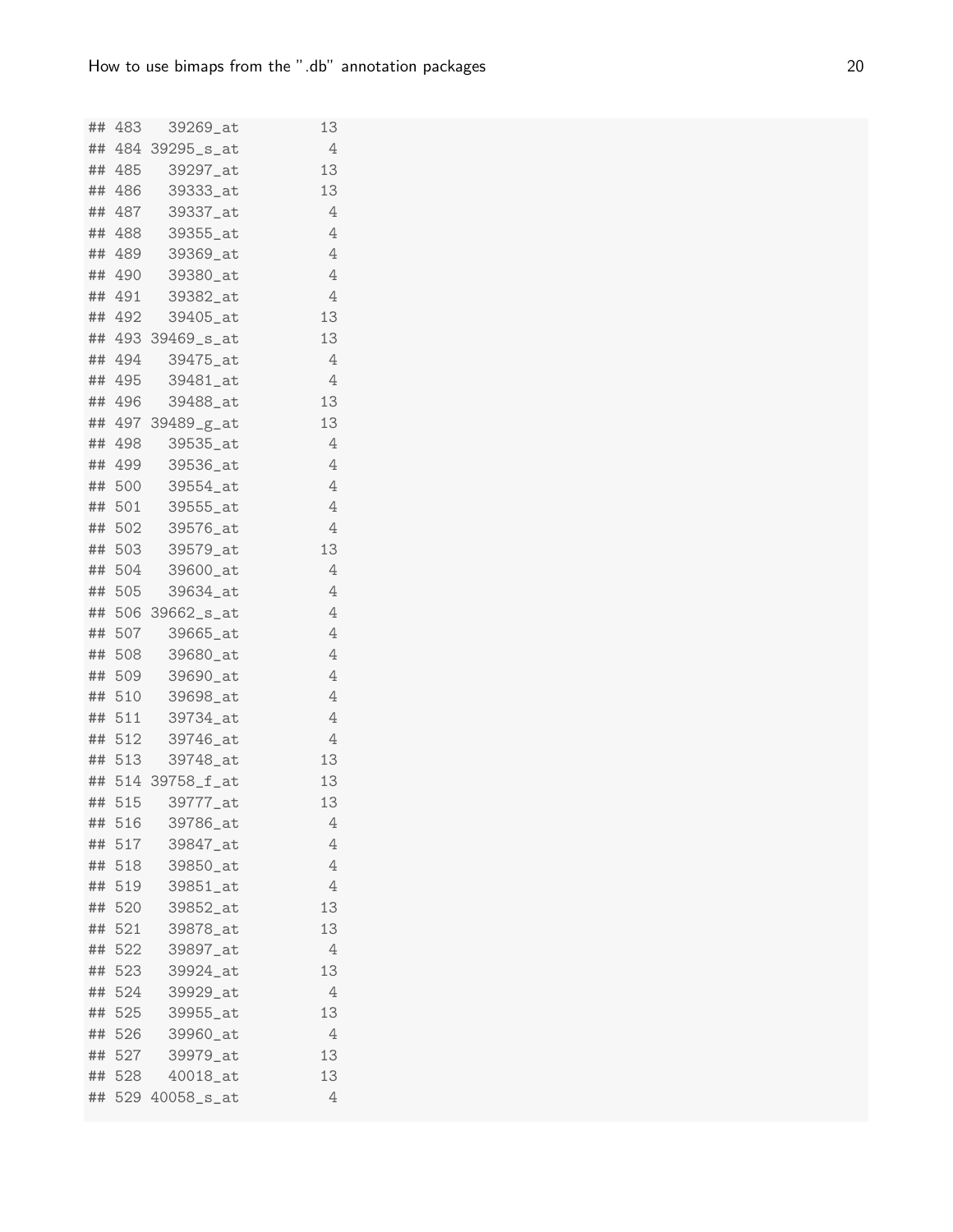```
## 483   39269_at         13
## 484 39295_s_at          4
## 485   39297_at         13
## 486   39333_at         13
## 487   39337_at          4
## 488   39355_at          4
## 489   39369_at          4
## 490   39380_at          4
## 491   39382_at          4
## 492   39405_at         13
## 493 39469_s_at         13
## 494   39475_at          4
## 495   39481_at          4
## 496   39488_at         13
## 497 39489_g_at         13
## 498   39535_at          4
## 499   39536_at          4
## 500   39554_at          4
## 501   39555_at          4
## 502   39576_at          4
## 503   39579_at         13
## 504   39600_at          4
## 505   39634_at          4
## 506 39662_s_at          4
## 507   39665_at          4
## 508   39680_at          4
## 509   39690_at          4
## 510   39698_at          4
## 511   39734_at          4
## 512   39746_at          4
## 513   39748_at         13
## 514 39758_f_at         13
## 515   39777_at         13
## 516   39786_at          4
## 517   39847_at          4
## 518   39850_at          4
## 519   39851_at          4
## 520   39852_at         13
## 521   39878_at         13
## 522   39897_at          4
## 523   39924_at         13
## 524   39929_at          4
## 525   39955_at         13
## 526   39960_at          4
## 527   39979_at         13
## 528   40018_at         13
## 529 40058_s_at          4
```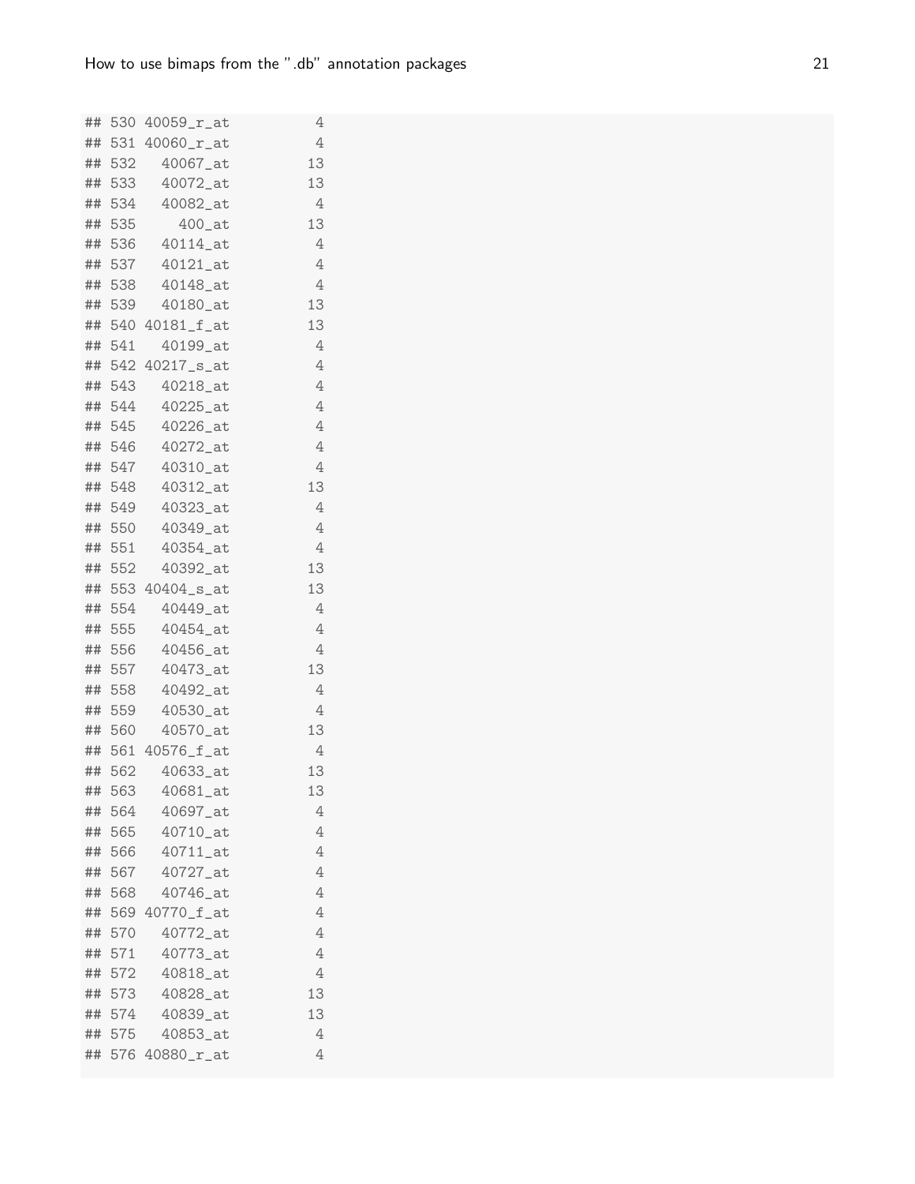```
## 530 40059_r_at          4
## 531 40060_r_at          4
## 532   40067_at         13
## 533   40072_at         13
## 534   40082_at          4
## 535     400_at         13
## 536   40114_at          4
## 537   40121_at          4
## 538   40148_at          4
## 539   40180_at         13
## 540 40181_f_at         13
## 541   40199_at          4
## 542 40217_s_at          4
## 543   40218_at          4
## 544   40225_at          4
## 545   40226_at          4
## 546   40272_at          4
## 547   40310_at          4
## 548   40312_at         13
## 549   40323_at          4
## 550   40349_at          4
## 551   40354_at          4
## 552   40392_at         13
## 553 40404_s_at         13
## 554   40449_at          4
## 555   40454_at          4
## 556   40456_at          4
## 557   40473_at         13
## 558   40492_at          4
## 559   40530_at          4
## 560   40570_at         13
## 561 40576_f_at          4
## 562   40633_at         13
## 563   40681_at         13
## 564   40697_at          4
## 565   40710_at          4
## 566   40711_at          4
## 567   40727_at          4
## 568   40746_at          4
## 569 40770_f_at          4
## 570   40772_at          4
## 571   40773_at          4
## 572   40818_at          4
## 573   40828_at         13
## 574   40839_at         13
## 575   40853_at          4
## 576 40880_r_at          4
```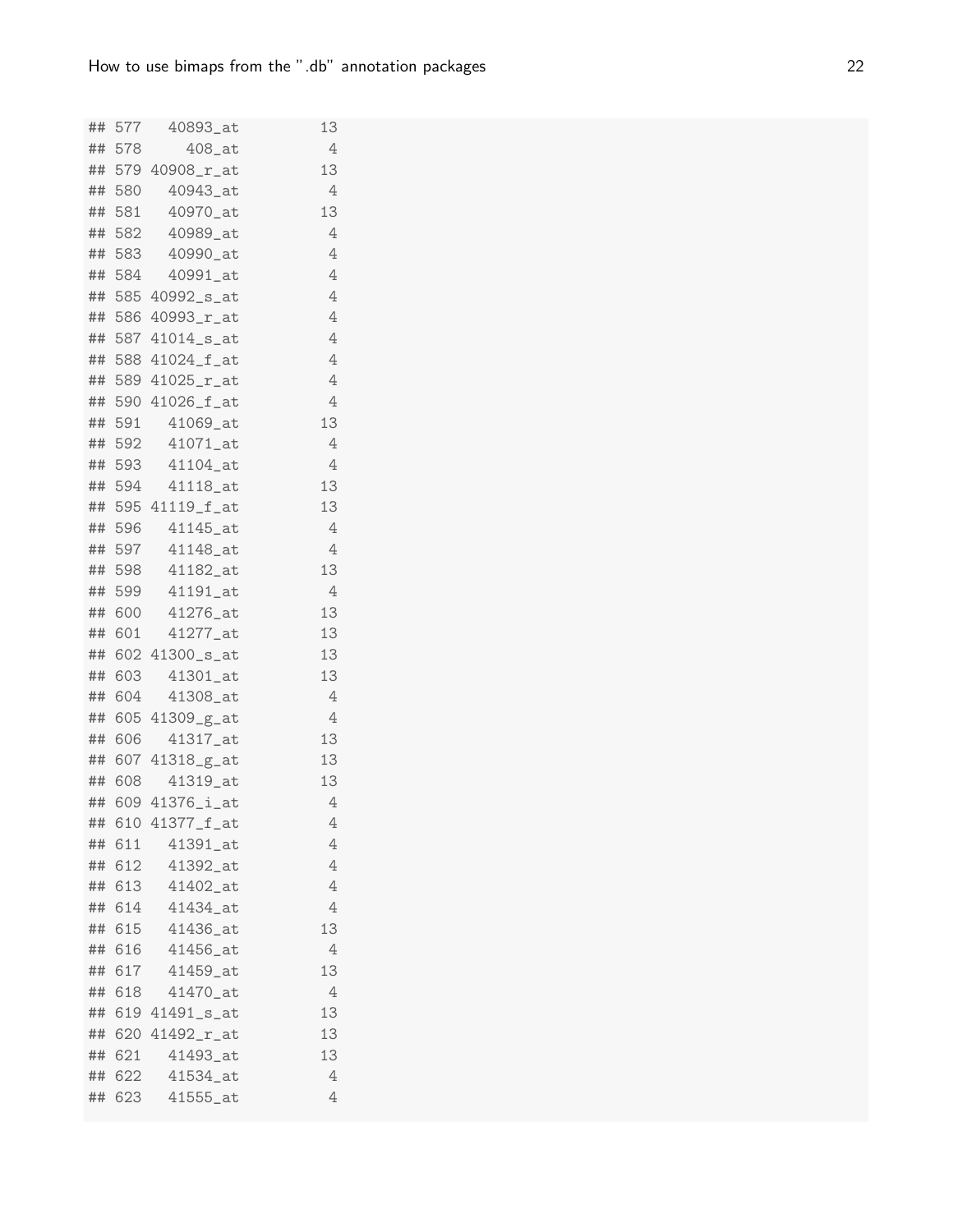```
## 577   40893_at         13
## 578     408_at          4
## 579 40908_r_at         13
## 580   40943_at          4
## 581   40970_at         13
## 582   40989_at          4
## 583   40990_at          4
## 584   40991_at          4
## 585 40992_s_at          4
## 586 40993_r_at          4
## 587 41014_s_at          4
## 588 41024_f_at          4
## 589 41025_r_at          4
## 590 41026_f_at          4
## 591   41069_at         13
## 592   41071_at          4
## 593   41104_at          4
## 594   41118_at         13
## 595 41119_f_at         13
## 596   41145_at          4
## 597   41148_at          4
## 598   41182_at         13
## 599   41191_at          4
## 600   41276_at         13
## 601   41277_at         13
## 602 41300_s_at         13
## 603   41301_at         13
## 604   41308_at          4
## 605 41309_g_at          4
## 606   41317_at         13
## 607 41318_g_at         13
## 608   41319_at         13
## 609 41376_i_at          4
## 610 41377_f_at          4
## 611   41391_at          4
## 612   41392_at          4
## 613   41402_at          4
## 614   41434_at          4
## 615   41436_at         13
## 616   41456_at          4
## 617   41459_at         13
## 618   41470_at          4
## 619 41491_s_at         13
## 620 41492_r_at         13
## 621   41493_at         13
## 622   41534_at          4
## 623   41555_at          4
```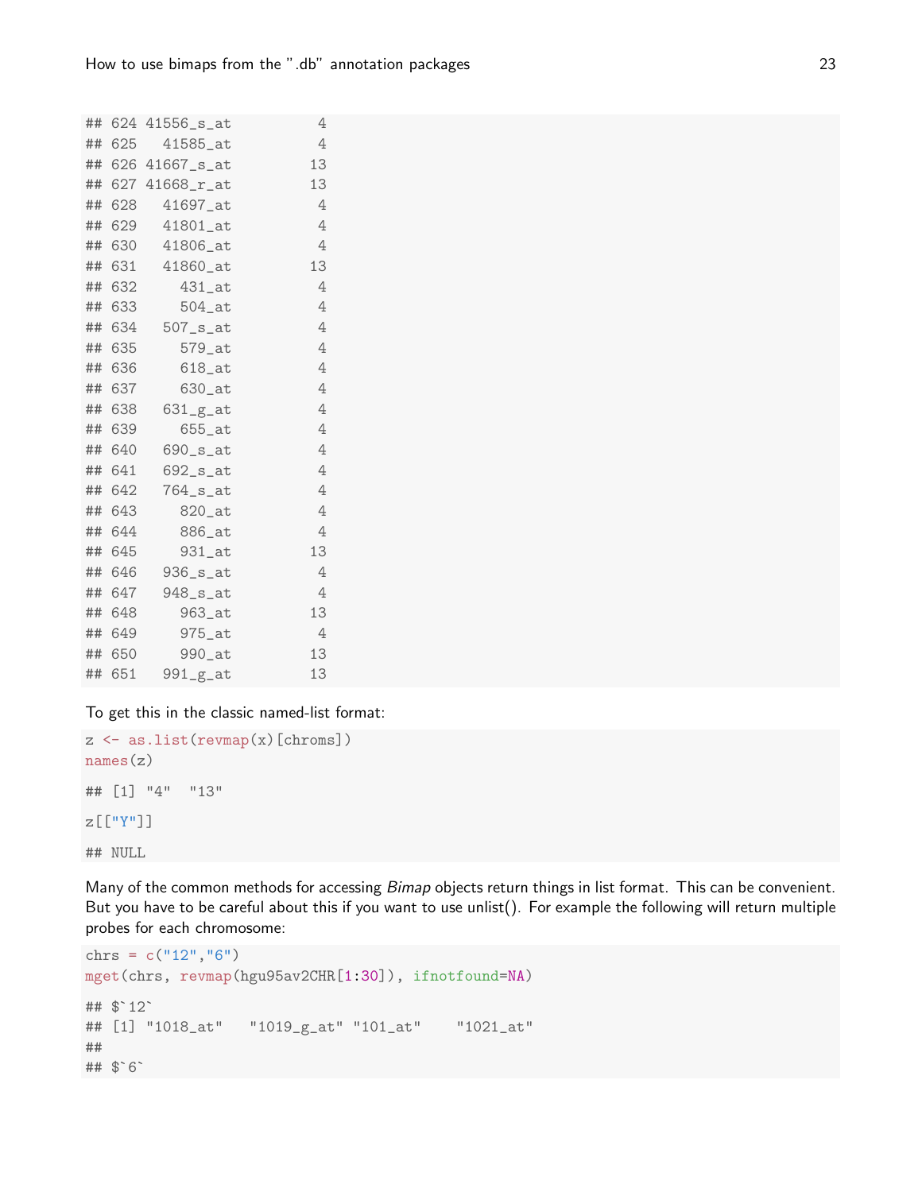```
## 624 41556_s_at          4
## 625   41585_at          4
## 626 41667_s_at         13
## 627 41668_r_at         13
## 628   41697_at          4
## 629   41801_at          4
## 630   41806_at          4
## 631   41860_at         13
## 632     431_at          4
## 633     504_at          4
## 634   507_s_at          4
## 635     579_at          4
## 636     618_at          4
## 637     630_at          4
## 638   631_g_at          4
## 639     655_at          4
## 640   690_s_at          4
## 641   692_s_at          4
## 642   764_s_at          4
## 643     820_at          4
## 644     886_at          4
## 645     931_at         13
## 646   936_s_at          4
## 647   948_s_at          4
## 648     963_at         13
## 649     975_at          4
## 650     990_at         13
## 651   991_g_at         13
```

To get this in the classic named-list format:

```
z <- as.list(revmap(x)[chroms])
names(z)

## [1] "4"  "13"

z[["Y"]]

## NULL
```

Many of the common methods for accessing *Bimap* objects return things in list format. This can be convenient. But you have to be careful about this if you want to use unlist(). For example the following will return multiple probes for each chromosome:

```
chrs = c("12","6")
mget(chrs, revmap(hgu95av2CHR[1:30]), ifnotfound=NA)

## $`12`
## [1] "1018_at"   "1019_g_at" "101_at"    "1021_at"
##
## $`6`
```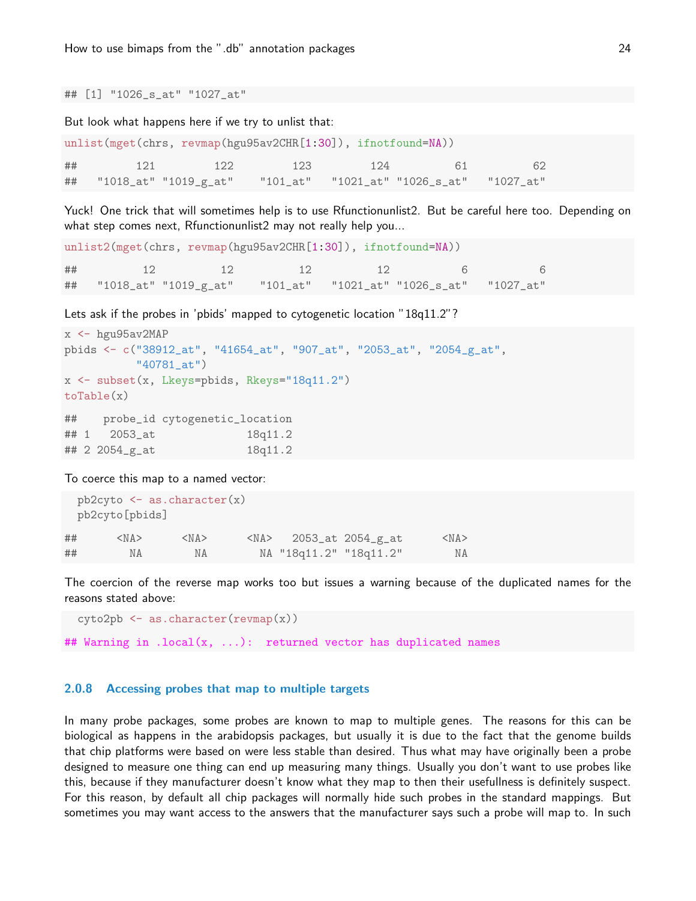```
## [1] "1026_s_at" "1027_at"
```

But look what happens here if we try to unlist that:

```
unlist(mget(chrs, revmap(hgu95av2CHR[1:30]), ifnotfound=NA))

##         121         122         123         124          61          62
##   "1018_at" "1019_g_at"    "101_at"   "1021_at" "1026_s_at"   "1027_at"
```

Yuck! One trick that will sometimes help is to use Rfunctionunlist2. But be careful here too. Depending on what step comes next, Rfunctionunlist2 may not really help you...

```
unlist2(mget(chrs, revmap(hgu95av2CHR[1:30]), ifnotfound=NA))

##          12          12          12          12           6           6
##   "1018_at" "1019_g_at"    "101_at"   "1021_at" "1026_s_at"   "1027_at"
```

Lets ask if the probes in 'pbids' mapped to cytogenetic location "18q11.2"?

```
x <- hgu95av2MAP
pbids <- c("38912_at", "41654_at", "907_at", "2053_at", "2054_g_at",
           "40781_at")
x <- subset(x, Lkeys=pbids, Rkeys="18q11.2")
toTable(x)

##    probe_id cytogenetic_location
## 1   2053_at              18q11.2
## 2 2054_g_at              18q11.2
```

To coerce this map to a named vector:

```
  pb2cyto <- as.character(x)
  pb2cyto[pbids]

##      <NA>      <NA>      <NA>   2053_at 2054_g_at      <NA>
##        NA        NA        NA "18q11.2" "18q11.2"        NA
```

The coercion of the reverse map works too but issues a warning because of the duplicated names for the reasons stated above:

```
  cyto2pb <- as.character(revmap(x))

## Warning in .local(x, ...):  returned vector has duplicated names
```

### 2.0.8 Accessing probes that map to multiple targets

In many probe packages, some probes are known to map to multiple genes. The reasons for this can be biological as happens in the arabidopsis packages, but usually it is due to the fact that the genome builds that chip platforms were based on were less stable than desired. Thus what may have originally been a probe designed to measure one thing can end up measuring many things. Usually you don't want to use probes like this, because if they manufacturer doesn't know what they map to then their usefullness is definitely suspect. For this reason, by default all chip packages will normally hide such probes in the standard mappings. But sometimes you may want access to the answers that the manufacturer says such a probe will map to. In such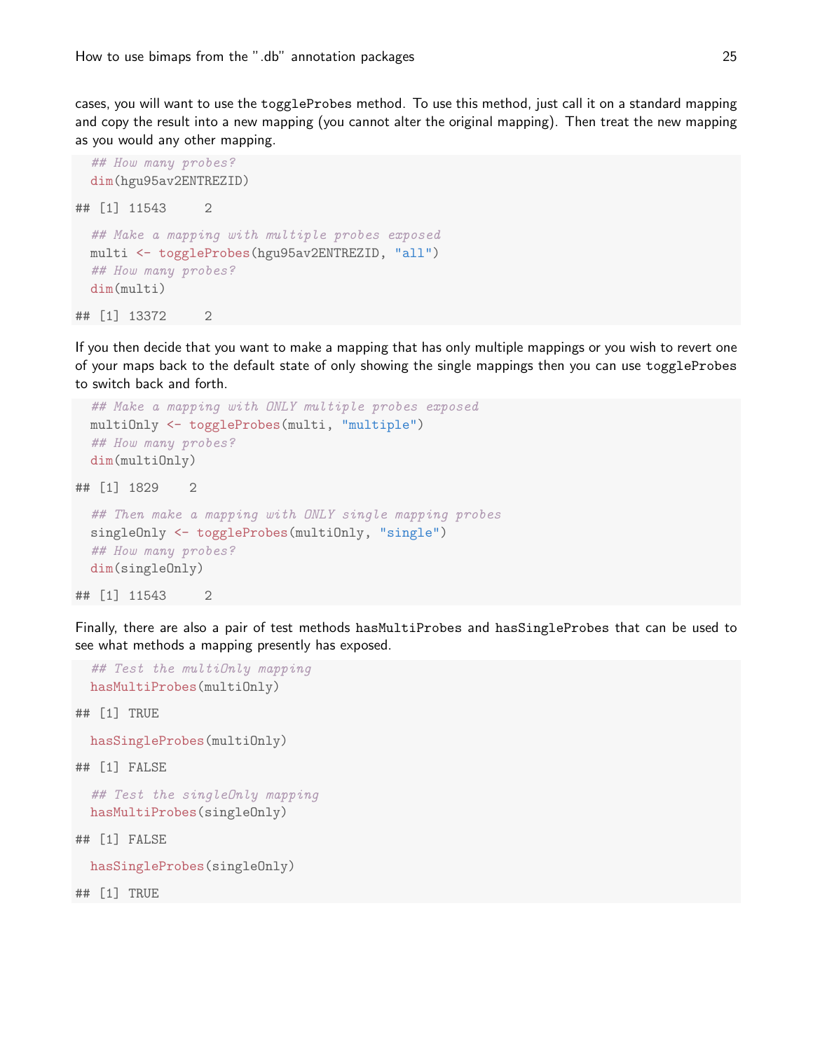cases, you will want to use the `toggleProbes` method. To use this method, just call it on a standard mapping and copy the result into a new mapping (you cannot alter the original mapping). Then treat the new mapping as you would any other mapping.

```
## How many probes?
dim(hgu95av2ENTREZID)

## [1] 11543     2

## Make a mapping with multiple probes exposed
multi <- toggleProbes(hgu95av2ENTREZID, "all")
## How many probes?
dim(multi)

## [1] 13372     2
```

If you then decide that you want to make a mapping that has only multiple mappings or you wish to revert one of your maps back to the default state of only showing the single mappings then you can use `toggleProbes` to switch back and forth.

```
## Make a mapping with ONLY multiple probes exposed
multiOnly <- toggleProbes(multi, "multiple")
## How many probes?
dim(multiOnly)

## [1] 1829    2

## Then make a mapping with ONLY single mapping probes
singleOnly <- toggleProbes(multiOnly, "single")
## How many probes?
dim(singleOnly)

## [1] 11543     2
```

Finally, there are also a pair of test methods `hasMultiProbes` and `hasSingleProbes` that can be used to see what methods a mapping presently has exposed.

```
## Test the multiOnly mapping
hasMultiProbes(multiOnly)

## [1] TRUE

hasSingleProbes(multiOnly)

## [1] FALSE

## Test the singleOnly mapping
hasMultiProbes(singleOnly)

## [1] FALSE

hasSingleProbes(singleOnly)

## [1] TRUE
```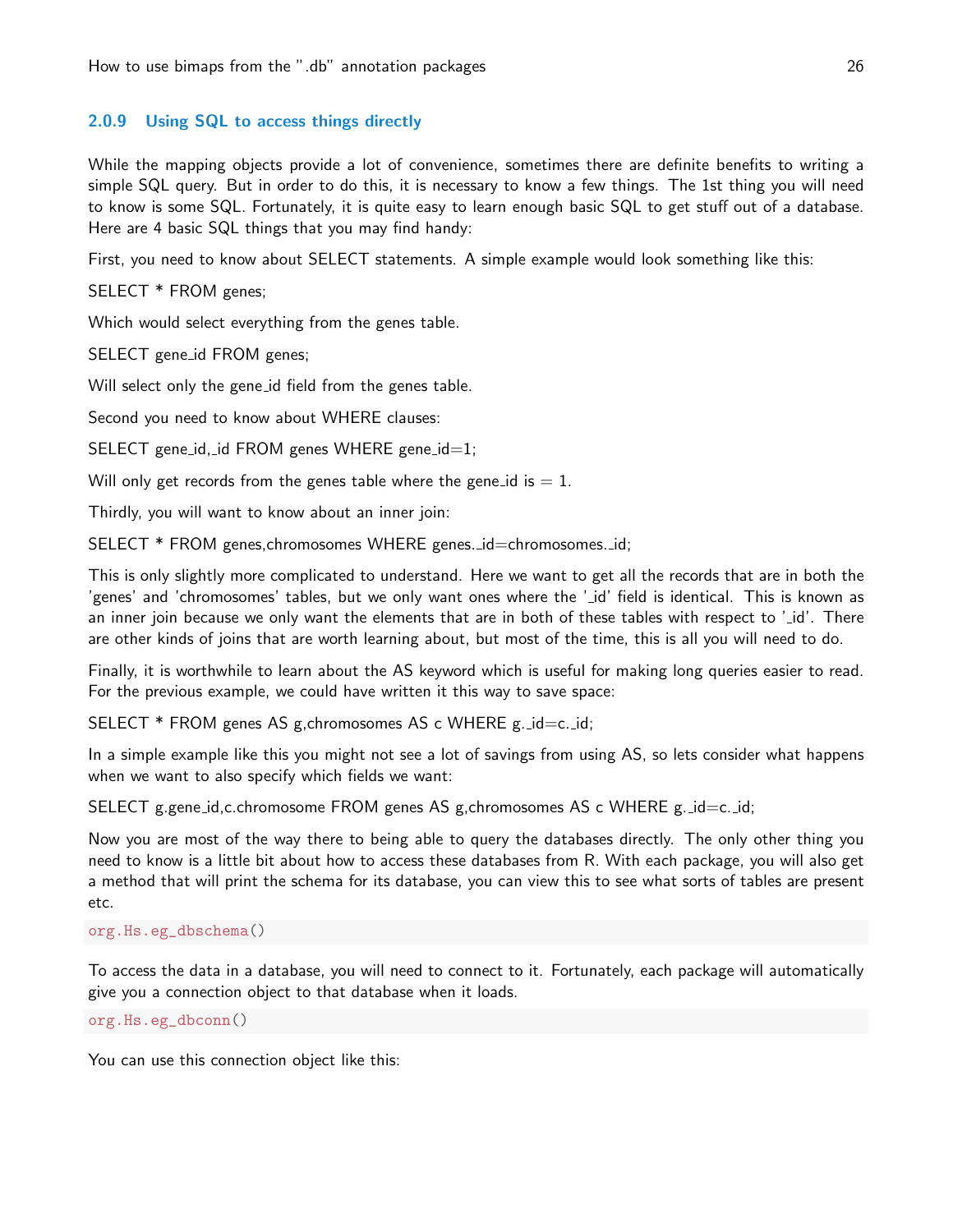### 2.0.9 Using SQL to access things directly

While the mapping objects provide a lot of convenience, sometimes there are definite benefits to writing a simple SQL query. But in order to do this, it is necessary to know a few things. The 1st thing you will need to know is some SQL. Fortunately, it is quite easy to learn enough basic SQL to get stuff out of a database. Here are 4 basic SQL things that you may find handy:

First, you need to know about SELECT statements. A simple example would look something like this:

SELECT * FROM genes;

Which would select everything from the genes table.

SELECT gene_id FROM genes;

Will select only the gene_id field from the genes table.

Second you need to know about WHERE clauses:

SELECT gene_id,_id FROM genes WHERE gene_id=1;

Will only get records from the genes table where the gene_id is = 1.

Thirdly, you will want to know about an inner join:

SELECT * FROM genes,chromosomes WHERE genes._id=chromosomes._id;

This is only slightly more complicated to understand. Here we want to get all the records that are in both the 'genes' and 'chromosomes' tables, but we only want ones where the '_id' field is identical. This is known as an inner join because we only want the elements that are in both of these tables with respect to '_id'. There are other kinds of joins that are worth learning about, but most of the time, this is all you will need to do.

Finally, it is worthwhile to learn about the AS keyword which is useful for making long queries easier to read. For the previous example, we could have written it this way to save space:

SELECT * FROM genes AS g,chromosomes AS c WHERE g._id=c._id;

In a simple example like this you might not see a lot of savings from using AS, so lets consider what happens when we want to also specify which fields we want:

SELECT g.gene_id,c.chromosome FROM genes AS g,chromosomes AS c WHERE g._id=c._id;

Now you are most of the way there to being able to query the databases directly. The only other thing you need to know is a little bit about how to access these databases from R. With each package, you will also get a method that will print the schema for its database, you can view this to see what sorts of tables are present etc.

```
org.Hs.eg_dbschema()
```

To access the data in a database, you will need to connect to it. Fortunately, each package will automatically give you a connection object to that database when it loads.

```
org.Hs.eg_dbconn()
```

You can use this connection object like this: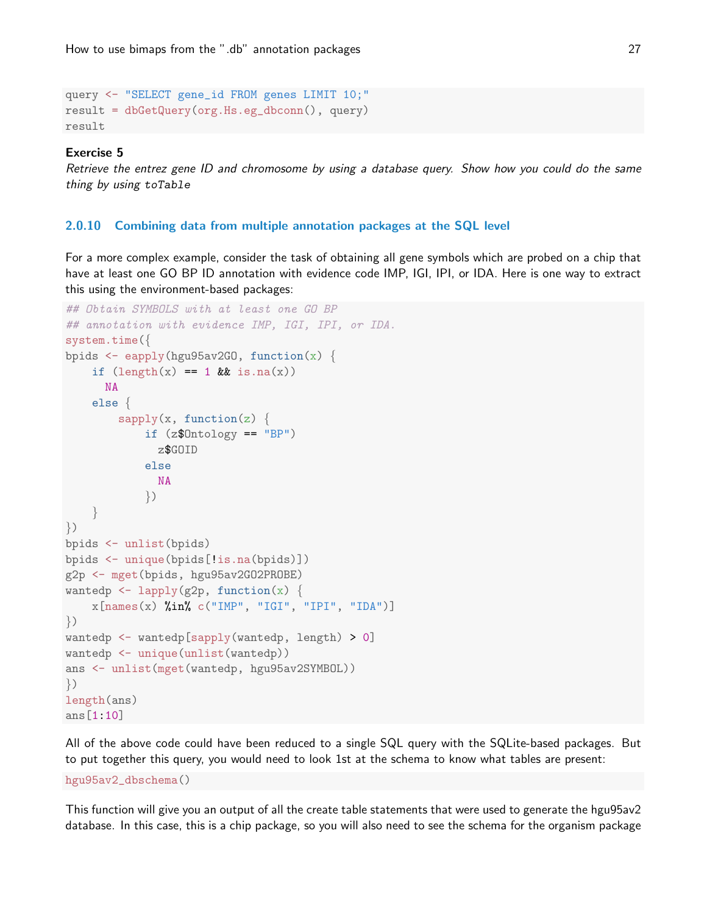```
query <- "SELECT gene_id FROM genes LIMIT 10;"
result = dbGetQuery(org.Hs.eg_dbconn(), query)
result
```

**Exercise 5**

*Retrieve the entrez gene ID and chromosome by using a database query. Show how you could do the same thing by using* `toTable`

### 2.0.10 Combining data from multiple annotation packages at the SQL level

For a more complex example, consider the task of obtaining all gene symbols which are probed on a chip that have at least one GO BP ID annotation with evidence code IMP, IGI, IPI, or IDA. Here is one way to extract this using the environment-based packages:

```
## Obtain SYMBOLS with at least one GO BP
## annotation with evidence IMP, IGI, IPI, or IDA.
system.time({
bpids <- eapply(hgu95av2GO, function(x) {
    if (length(x) == 1 && is.na(x))
      NA
    else {
        sapply(x, function(z) {
            if (z$Ontology == "BP")
              z$GOID
            else
              NA
            })
    }
})
bpids <- unlist(bpids)
bpids <- unique(bpids[!is.na(bpids)])
g2p <- mget(bpids, hgu95av2GO2PROBE)
wantedp <- lapply(g2p, function(x) {
    x[names(x) %in% c("IMP", "IGI", "IPI", "IDA")]
})
wantedp <- wantedp[sapply(wantedp, length) > 0]
wantedp <- unique(unlist(wantedp))
ans <- unlist(mget(wantedp, hgu95av2SYMBOL))
})
length(ans)
ans[1:10]
```

All of the above code could have been reduced to a single SQL query with the SQLite-based packages. But to put together this query, you would need to look 1st at the schema to know what tables are present:

```
hgu95av2_dbschema()
```

This function will give you an output of all the create table statements that were used to generate the hgu95av2 database. In this case, this is a chip package, so you will also need to see the schema for the organism package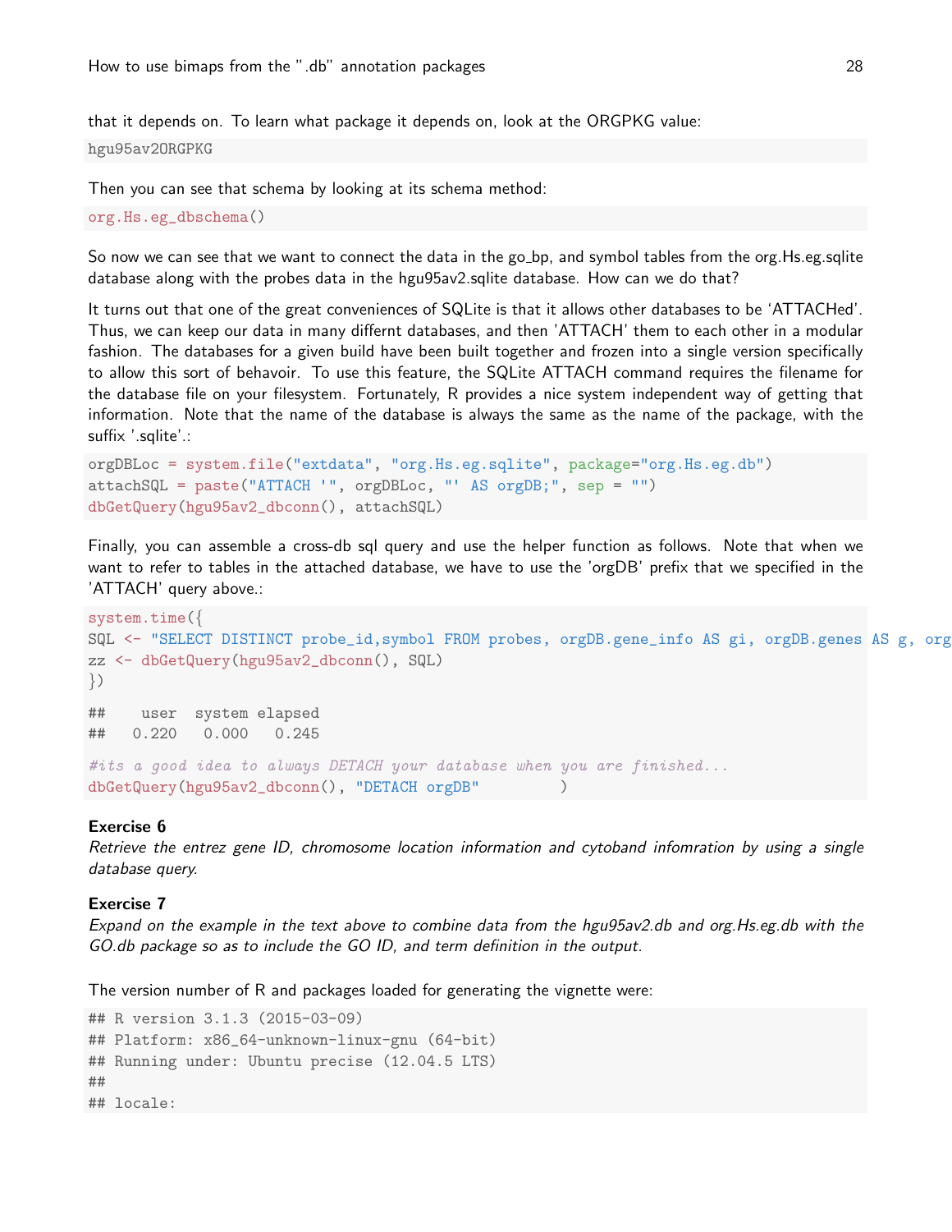that it depends on. To learn what package it depends on, look at the ORGPKG value:

```
hgu95av2ORGPKG
```

Then you can see that schema by looking at its schema method:

```
org.Hs.eg_dbschema()
```

So now we can see that we want to connect the data in the go_bp, and symbol tables from the org.Hs.eg.sqlite database along with the probes data in the hgu95av2.sqlite database. How can we do that?

It turns out that one of the great conveniences of SQLite is that it allows other databases to be 'ATTACHed'. Thus, we can keep our data in many diffent databases, and then 'ATTACH' them to each other in a modular fashion. The databases for a given build have been built together and frozen into a single version specifically to allow this sort of behavoir. To use this feature, the SQLite ATTACH command requires the filename for the database file on your filesystem. Fortunately, R provides a nice system independent way of getting that information. Note that the name of the database is always the same as the name of the package, with the suffix '.sqlite'.:

```
orgDBLoc = system.file("extdata", "org.Hs.eg.sqlite", package="org.Hs.eg.db")
attachSQL = paste("ATTACH '", orgDBLoc, "' AS orgDB;", sep = "")
dbGetQuery(hgu95av2_dbconn(), attachSQL)
```

Finally, you can assemble a cross-db sql query and use the helper function as follows. Note that when we want to refer to tables in the attached database, we have to use the 'orgDB' prefix that we specified in the 'ATTACH' query above.:

```
system.time({
SQL <- "SELECT DISTINCT probe_id,symbol FROM probes, orgDB.gene_info AS gi, orgDB.genes AS g, org
zz <- dbGetQuery(hgu95av2_dbconn(), SQL)
})

##    user  system elapsed
##   0.220   0.000   0.245

#its a good idea to always DETACH your database when you are finished...
dbGetQuery(hgu95av2_dbconn(), "DETACH orgDB"         )
```

**Exercise 6**

*Retrieve the entrez gene ID, chromosome location information and cytoband infomration by using a single database query.*

**Exercise 7**

*Expand on the example in the text above to combine data from the hgu95av2.db and org.Hs.eg.db with the GO.db package so as to include the GO ID, and term definition in the output.*

The version number of R and packages loaded for generating the vignette were:

```
## R version 3.1.3 (2015-03-09)
## Platform: x86_64-unknown-linux-gnu (64-bit)
## Running under: Ubuntu precise (12.04.5 LTS)
##
## locale:
```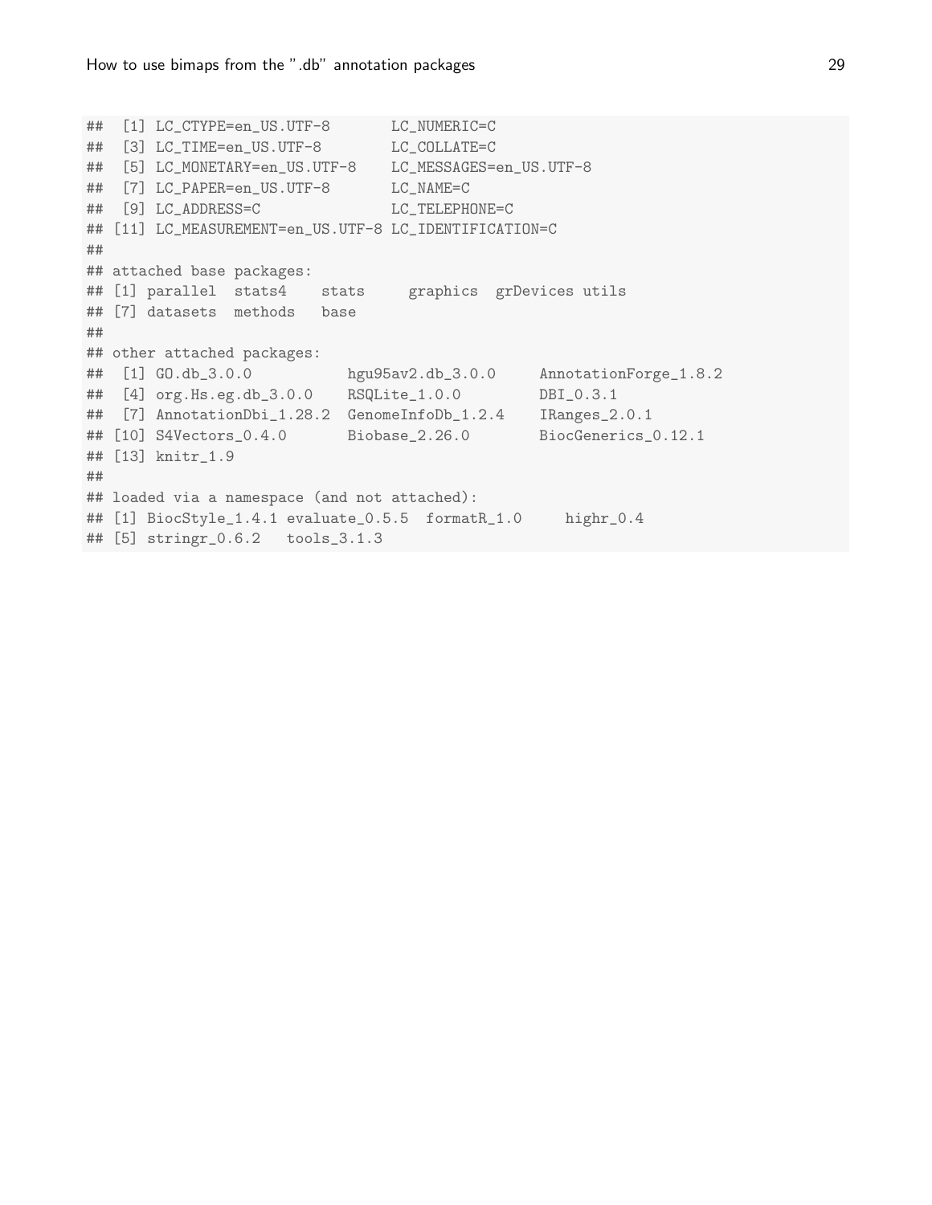```
##  [1] LC_CTYPE=en_US.UTF-8       LC_NUMERIC=C
##  [3] LC_TIME=en_US.UTF-8        LC_COLLATE=C
##  [5] LC_MONETARY=en_US.UTF-8    LC_MESSAGES=en_US.UTF-8
##  [7] LC_PAPER=en_US.UTF-8       LC_NAME=C
##  [9] LC_ADDRESS=C               LC_TELEPHONE=C
## [11] LC_MEASUREMENT=en_US.UTF-8 LC_IDENTIFICATION=C
##
## attached base packages:
## [1] parallel  stats4    stats     graphics  grDevices utils
## [7] datasets  methods   base
##
## other attached packages:
##  [1] GO.db_3.0.0           hgu95av2.db_3.0.0     AnnotationForge_1.8.2
##  [4] org.Hs.eg.db_3.0.0    RSQLite_1.0.0         DBI_0.3.1
##  [7] AnnotationDbi_1.28.2  GenomeInfoDb_1.2.4    IRanges_2.0.1
## [10] S4Vectors_0.4.0       Biobase_2.26.0        BiocGenerics_0.12.1
## [13] knitr_1.9
##
## loaded via a namespace (and not attached):
## [1] BiocStyle_1.4.1 evaluate_0.5.5  formatR_1.0     highr_0.4
## [5] stringr_0.6.2   tools_3.1.3
```